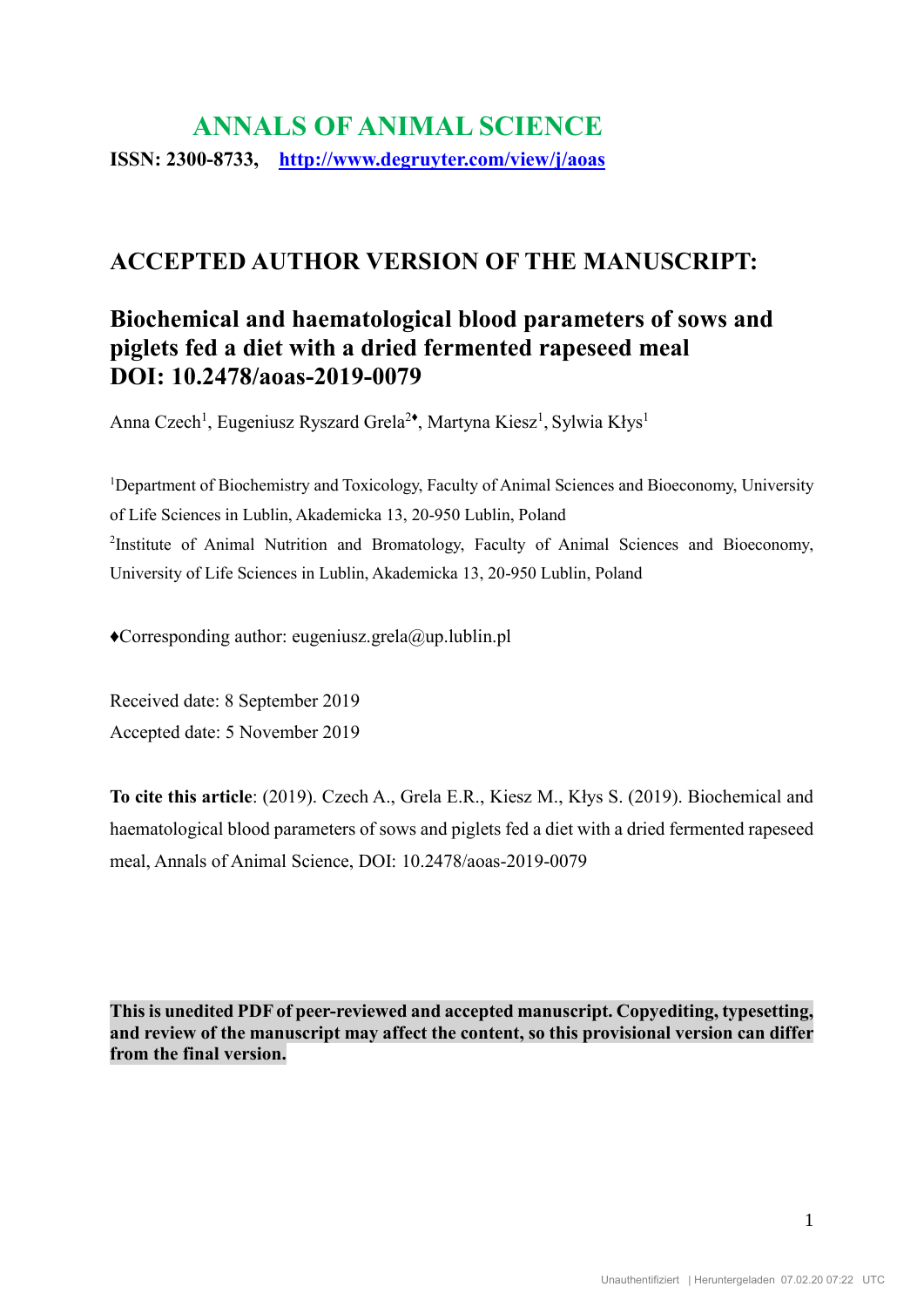# ANNALS OF ANIMAL SCIENCE

**ISSN: 2300-8733,** **http://www.degruyter.com/view/j/aoas**

## ACCEPTED AUTHOR VERSION OF THE MANUSCRIPT:

## Biochemical and haematological blood parameters of sows and piglets fed a diet with a dried fermented rapeseed meal
## DOI: 10.2478/aoas-2019-0079

Anna Czech[1], Eugeniusz Ryszard Grela[2♦], Martyna Kiesz[1], Sylwia Kłys[1]

[1]Department of Biochemistry and Toxicology, Faculty of Animal Sciences and Bioeconomy, University of Life Sciences in Lublin, Akademicka 13, 20-950 Lublin, Poland

[2]Institute of Animal Nutrition and Bromatology, Faculty of Animal Sciences and Bioeconomy, University of Life Sciences in Lublin, Akademicka 13, 20-950 Lublin, Poland

♦Corresponding author: eugeniusz.grela@up.lublin.pl

Received date: 8 September 2019

Accepted date: 5 November 2019

**To cite this article**: (2019). Czech A., Grela E.R., Kiesz M., Kłys S. (2019). Biochemical and haematological blood parameters of sows and piglets fed a diet with a dried fermented rapeseed meal, Annals of Animal Science, DOI: 10.2478/aoas-2019-0079

**This is unedited PDF of peer-reviewed and accepted manuscript. Copyediting, typesetting, and review of the manuscript may affect the content, so this provisional version can differ from the final version.**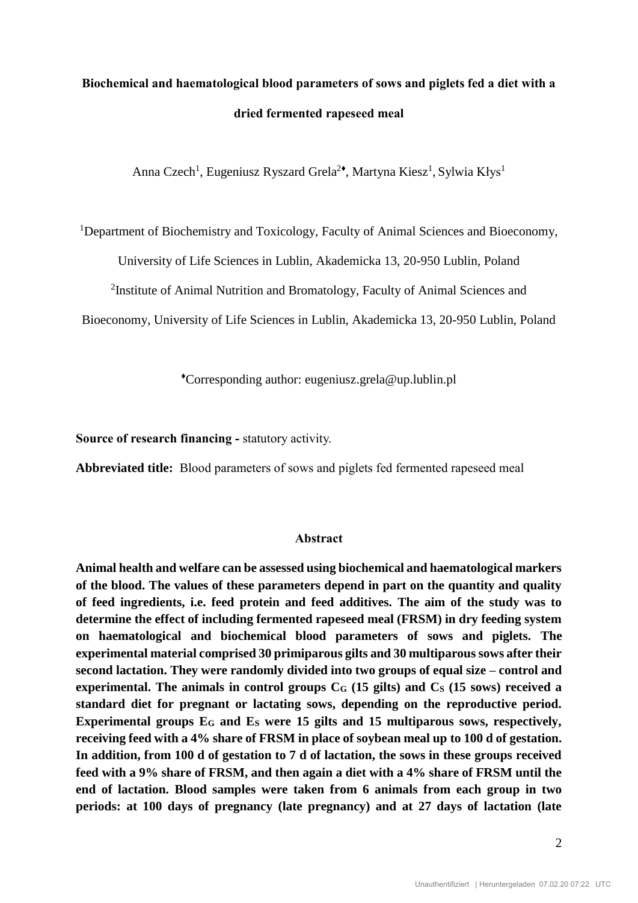**Biochemical and haematological blood parameters of sows and piglets fed a diet with a dried fermented rapeseed meal**

Anna Czech[1], Eugeniusz Ryszard Grela[2♦], Martyna Kiesz[1], Sylwia Kłys[1]

[1]Department of Biochemistry and Toxicology, Faculty of Animal Sciences and Bioeconomy, University of Life Sciences in Lublin, Akademicka 13, 20-950 Lublin, Poland

[2]Institute of Animal Nutrition and Bromatology, Faculty of Animal Sciences and Bioeconomy, University of Life Sciences in Lublin, Akademicka 13, 20-950 Lublin, Poland

[♦]Corresponding author: eugeniusz.grela@up.lublin.pl

**Source of research financing -** statutory activity.

**Abbreviated title:** Blood parameters of sows and piglets fed fermented rapeseed meal

## Abstract

**Animal health and welfare can be assessed using biochemical and haematological markers of the blood. The values of these parameters depend in part on the quantity and quality of feed ingredients, i.e. feed protein and feed additives. The aim of the study was to determine the effect of including fermented rapeseed meal (FRSM) in dry feeding system on haematological and biochemical blood parameters of sows and piglets. The experimental material comprised 30 primiparous gilts and 30 multiparous sows after their second lactation. They were randomly divided into two groups of equal size – control and experimental. The animals in control groups $C_G$ (15 gilts) and $C_S$ (15 sows) received a standard diet for pregnant or lactating sows, depending on the reproductive period. Experimental groups $E_G$ and $E_S$ were 15 gilts and 15 multiparous sows, respectively, receiving feed with a 4% share of FRSM in place of soybean meal up to 100 d of gestation. In addition, from 100 d of gestation to 7 d of lactation, the sows in these groups received feed with a 9% share of FRSM, and then again a diet with a 4% share of FRSM until the end of lactation. Blood samples were taken from 6 animals from each group in two periods: at 100 days of pregnancy (late pregnancy) and at 27 days of lactation (late**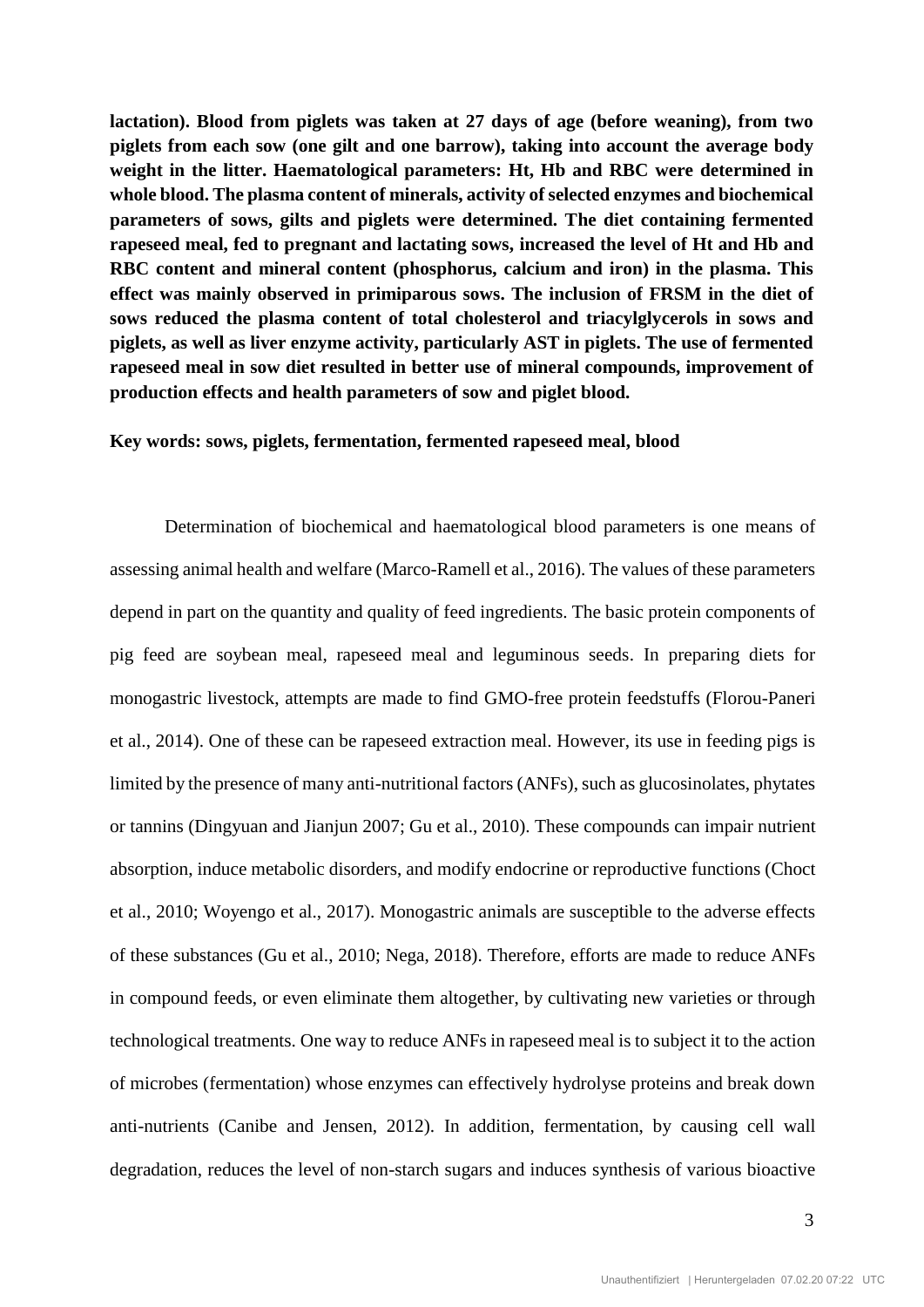**lactation). Blood from piglets was taken at 27 days of age (before weaning), from two piglets from each sow (one gilt and one barrow), taking into account the average body weight in the litter. Haematological parameters: Ht, Hb and RBC were determined in whole blood. The plasma content of minerals, activity of selected enzymes and biochemical parameters of sows, gilts and piglets were determined. The diet containing fermented rapeseed meal, fed to pregnant and lactating sows, increased the level of Ht and Hb and RBC content and mineral content (phosphorus, calcium and iron) in the plasma. This effect was mainly observed in primiparous sows. The inclusion of FRSM in the diet of sows reduced the plasma content of total cholesterol and triacylglycerols in sows and piglets, as well as liver enzyme activity, particularly AST in piglets. The use of fermented rapeseed meal in sow diet resulted in better use of mineral compounds, improvement of production effects and health parameters of sow and piglet blood.**

**Key words: sows, piglets, fermentation, fermented rapeseed meal, blood**

Determination of biochemical and haematological blood parameters is one means of assessing animal health and welfare (Marco-Ramell et al., 2016). The values of these parameters depend in part on the quantity and quality of feed ingredients. The basic protein components of pig feed are soybean meal, rapeseed meal and leguminous seeds. In preparing diets for monogastric livestock, attempts are made to find GMO-free protein feedstuffs (Florou-Paneri et al., 2014). One of these can be rapeseed extraction meal. However, its use in feeding pigs is limited by the presence of many anti-nutritional factors (ANFs), such as glucosinolates, phytates or tannins (Dingyuan and Jianjun 2007; Gu et al., 2010). These compounds can impair nutrient absorption, induce metabolic disorders, and modify endocrine or reproductive functions (Choct et al., 2010; Woyengo et al., 2017). Monogastric animals are susceptible to the adverse effects of these substances (Gu et al., 2010; Nega, 2018). Therefore, efforts are made to reduce ANFs in compound feeds, or even eliminate them altogether, by cultivating new varieties or through technological treatments. One way to reduce ANFs in rapeseed meal is to subject it to the action of microbes (fermentation) whose enzymes can effectively hydrolyse proteins and break down anti-nutrients (Canibe and Jensen, 2012). In addition, fermentation, by causing cell wall degradation, reduces the level of non-starch sugars and induces synthesis of various bioactive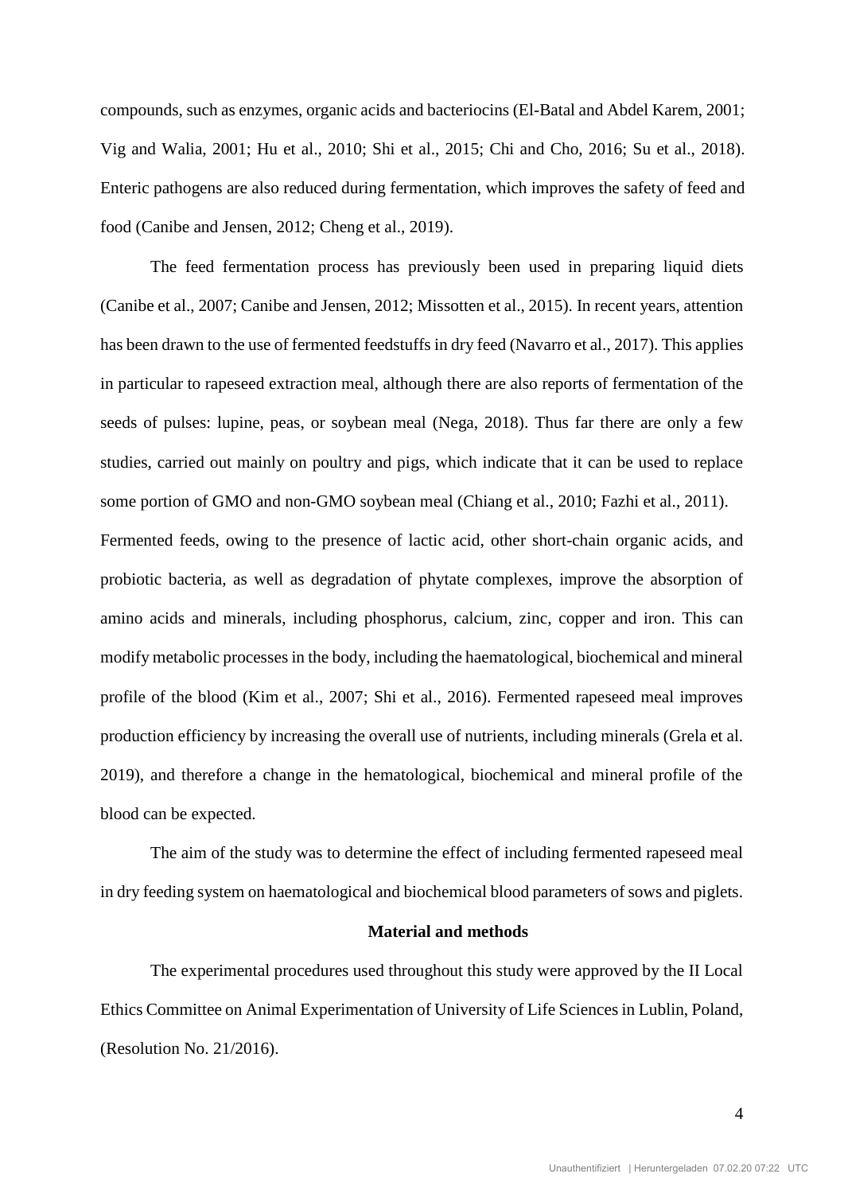compounds, such as enzymes, organic acids and bacteriocins (El-Batal and Abdel Karem, 2001; Vig and Walia, 2001; Hu et al., 2010; Shi et al., 2015; Chi and Cho, 2016; Su et al., 2018). Enteric pathogens are also reduced during fermentation, which improves the safety of feed and food (Canibe and Jensen, 2012; Cheng et al., 2019).

The feed fermentation process has previously been used in preparing liquid diets (Canibe et al., 2007; Canibe and Jensen, 2012; Missotten et al., 2015). In recent years, attention has been drawn to the use of fermented feedstuffs in dry feed (Navarro et al., 2017). This applies in particular to rapeseed extraction meal, although there are also reports of fermentation of the seeds of pulses: lupine, peas, or soybean meal (Nega, 2018). Thus far there are only a few studies, carried out mainly on poultry and pigs, which indicate that it can be used to replace some portion of GMO and non-GMO soybean meal (Chiang et al., 2010; Fazhi et al., 2011). Fermented feeds, owing to the presence of lactic acid, other short-chain organic acids, and probiotic bacteria, as well as degradation of phytate complexes, improve the absorption of amino acids and minerals, including phosphorus, calcium, zinc, copper and iron. This can modify metabolic processes in the body, including the haematological, biochemical and mineral profile of the blood (Kim et al., 2007; Shi et al., 2016). Fermented rapeseed meal improves production efficiency by increasing the overall use of nutrients, including minerals (Grela et al. 2019), and therefore a change in the hematological, biochemical and mineral profile of the blood can be expected.

The aim of the study was to determine the effect of including fermented rapeseed meal in dry feeding system on haematological and biochemical blood parameters of sows and piglets.

## Material and methods

The experimental procedures used throughout this study were approved by the II Local Ethics Committee on Animal Experimentation of University of Life Sciences in Lublin, Poland, (Resolution No. 21/2016).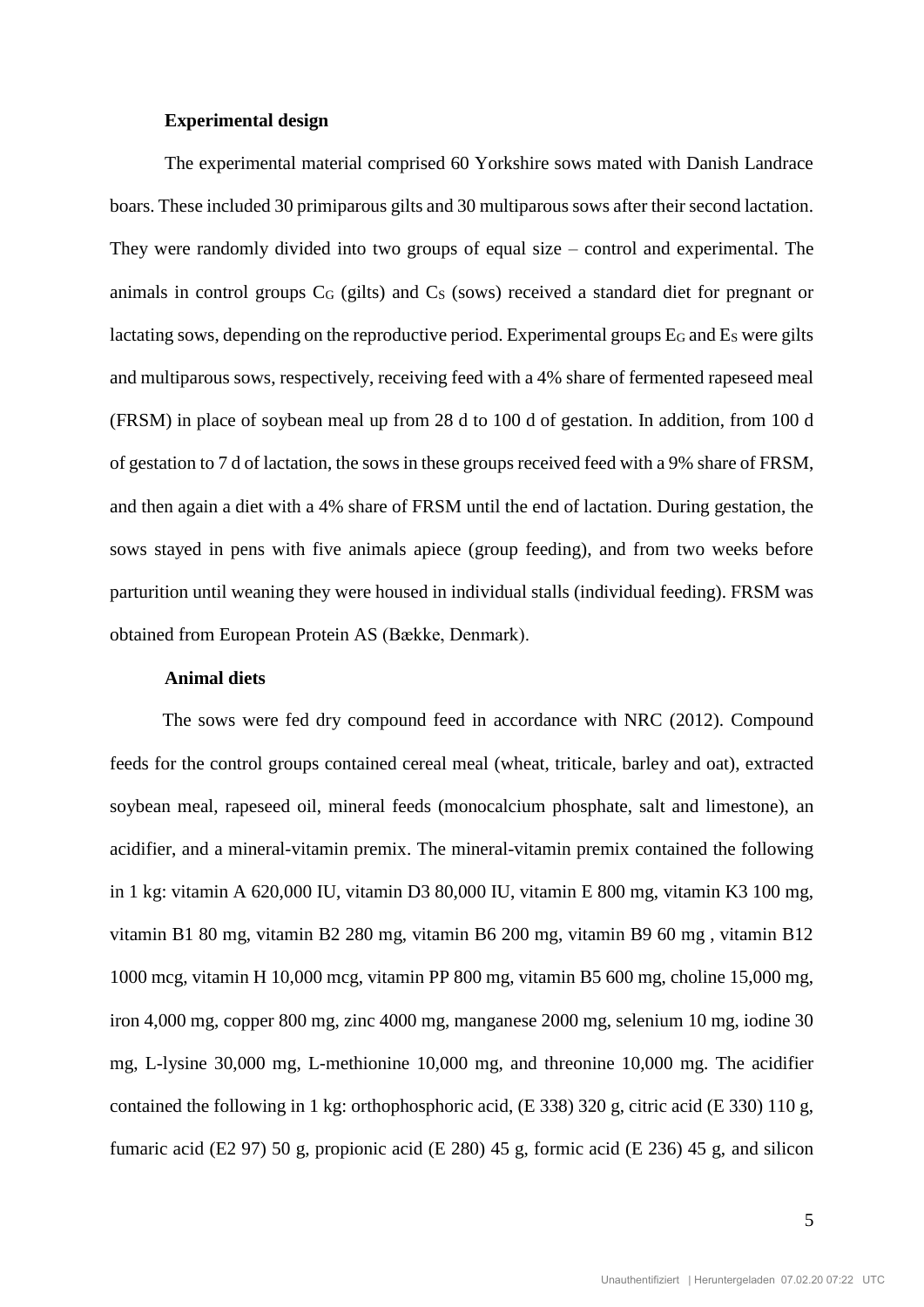**Experimental design**

The experimental material comprised 60 Yorkshire sows mated with Danish Landrace boars. These included 30 primiparous gilts and 30 multiparous sows after their second lactation. They were randomly divided into two groups of equal size – control and experimental. The animals in control groups $C_G$ (gilts) and $C_S$ (sows) received a standard diet for pregnant or lactating sows, depending on the reproductive period. Experimental groups $E_G$ and $E_S$ were gilts and multiparous sows, respectively, receiving feed with a 4% share of fermented rapeseed meal (FRSM) in place of soybean meal up from 28 d to 100 d of gestation. In addition, from 100 d of gestation to 7 d of lactation, the sows in these groups received feed with a 9% share of FRSM, and then again a diet with a 4% share of FRSM until the end of lactation. During gestation, the sows stayed in pens with five animals apiece (group feeding), and from two weeks before parturition until weaning they were housed in individual stalls (individual feeding). FRSM was obtained from European Protein AS (Bække, Denmark).

**Animal diets**

The sows were fed dry compound feed in accordance with NRC (2012). Compound feeds for the control groups contained cereal meal (wheat, triticale, barley and oat), extracted soybean meal, rapeseed oil, mineral feeds (monocalcium phosphate, salt and limestone), an acidifier, and a mineral-vitamin premix. The mineral-vitamin premix contained the following in 1 kg: vitamin A 620,000 IU, vitamin D3 80,000 IU, vitamin E 800 mg, vitamin K3 100 mg, vitamin B1 80 mg, vitamin B2 280 mg, vitamin B6 200 mg, vitamin B9 60 mg , vitamin B12 1000 mcg, vitamin H 10,000 mcg, vitamin PP 800 mg, vitamin B5 600 mg, choline 15,000 mg, iron 4,000 mg, copper 800 mg, zinc 4000 mg, manganese 2000 mg, selenium 10 mg, iodine 30 mg, L-lysine 30,000 mg, L-methionine 10,000 mg, and threonine 10,000 mg. The acidifier contained the following in 1 kg: orthophosphoric acid, (E 338) 320 g, citric acid (E 330) 110 g, fumaric acid (E2 97) 50 g, propionic acid (E 280) 45 g, formic acid (E 236) 45 g, and silicon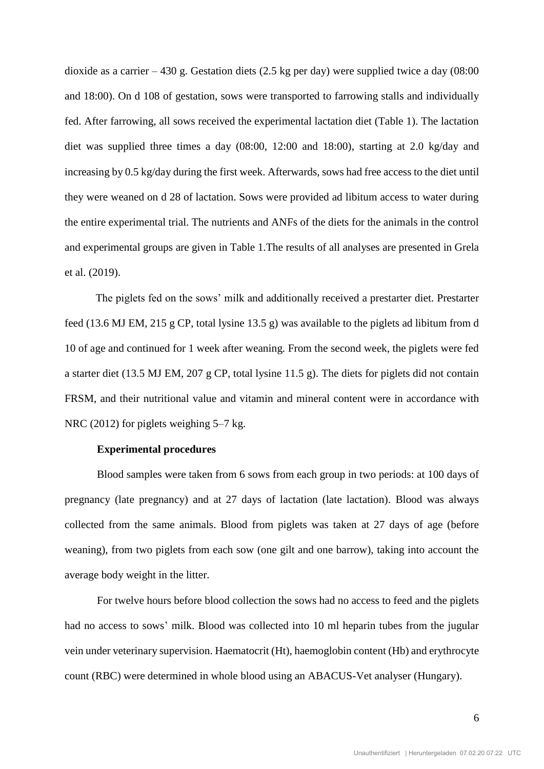dioxide as a carrier – 430 g. Gestation diets (2.5 kg per day) were supplied twice a day (08:00 and 18:00). On d 108 of gestation, sows were transported to farrowing stalls and individually fed. After farrowing, all sows received the experimental lactation diet (Table 1). The lactation diet was supplied three times a day (08:00, 12:00 and 18:00), starting at 2.0 kg/day and increasing by 0.5 kg/day during the first week. Afterwards, sows had free access to the diet until they were weaned on d 28 of lactation. Sows were provided ad libitum access to water during the entire experimental trial. The nutrients and ANFs of the diets for the animals in the control and experimental groups are given in Table 1.The results of all analyses are presented in Grela et al. (2019).

The piglets fed on the sows' milk and additionally received a prestarter diet. Prestarter feed (13.6 MJ EM, 215 g CP, total lysine 13.5 g) was available to the piglets ad libitum from d 10 of age and continued for 1 week after weaning. From the second week, the piglets were fed a starter diet (13.5 MJ EM, 207 g CP, total lysine 11.5 g). The diets for piglets did not contain FRSM, and their nutritional value and vitamin and mineral content were in accordance with NRC (2012) for piglets weighing 5–7 kg.

**Experimental procedures**

Blood samples were taken from 6 sows from each group in two periods: at 100 days of pregnancy (late pregnancy) and at 27 days of lactation (late lactation). Blood was always collected from the same animals. Blood from piglets was taken at 27 days of age (before weaning), from two piglets from each sow (one gilt and one barrow), taking into account the average body weight in the litter.

For twelve hours before blood collection the sows had no access to feed and the piglets had no access to sows' milk. Blood was collected into 10 ml heparin tubes from the jugular vein under veterinary supervision. Haematocrit (Ht), haemoglobin content (Hb) and erythrocyte count (RBC) were determined in whole blood using an ABACUS-Vet analyser (Hungary).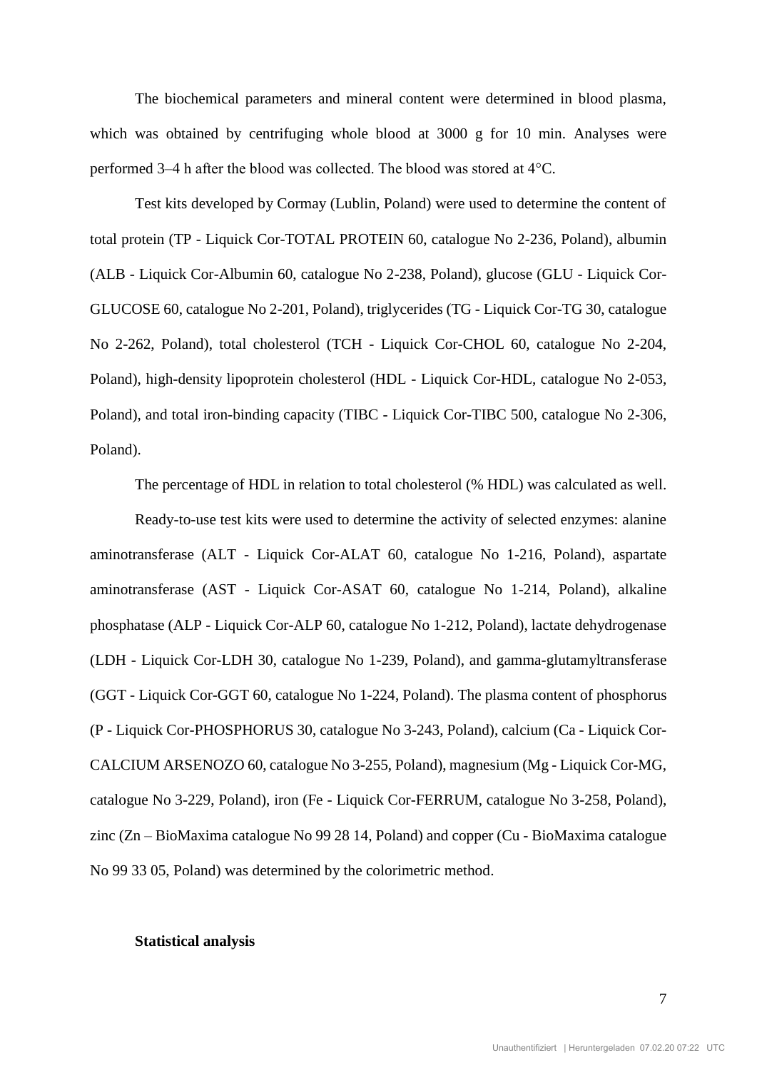The biochemical parameters and mineral content were determined in blood plasma, which was obtained by centrifuging whole blood at 3000 g for 10 min. Analyses were performed 3–4 h after the blood was collected. The blood was stored at 4°C.

Test kits developed by Cormay (Lublin, Poland) were used to determine the content of total protein (TP - Liquick Cor-TOTAL PROTEIN 60, catalogue No 2-236, Poland), albumin (ALB - Liquick Cor-Albumin 60, catalogue No 2-238, Poland), glucose (GLU - Liquick Cor-GLUCOSE 60, catalogue No 2-201, Poland), triglycerides (TG - Liquick Cor-TG 30, catalogue No 2-262, Poland), total cholesterol (TCH - Liquick Cor-CHOL 60, catalogue No 2-204, Poland), high-density lipoprotein cholesterol (HDL - Liquick Cor-HDL, catalogue No 2-053, Poland), and total iron-binding capacity (TIBC - Liquick Cor-TIBC 500, catalogue No 2-306, Poland).

The percentage of HDL in relation to total cholesterol (% HDL) was calculated as well.

Ready-to-use test kits were used to determine the activity of selected enzymes: alanine aminotransferase (ALT - Liquick Cor-ALAT 60, catalogue No 1-216, Poland), aspartate aminotransferase (AST - Liquick Cor-ASAT 60, catalogue No 1-214, Poland), alkaline phosphatase (ALP - Liquick Cor-ALP 60, catalogue No 1-212, Poland), lactate dehydrogenase (LDH - Liquick Cor-LDH 30, catalogue No 1-239, Poland), and gamma-glutamyltransferase (GGT - Liquick Cor-GGT 60, catalogue No 1-224, Poland). The plasma content of phosphorus (P - Liquick Cor-PHOSPHORUS 30, catalogue No 3-243, Poland), calcium (Ca - Liquick Cor-CALCIUM ARSENOZO 60, catalogue No 3-255, Poland), magnesium (Mg - Liquick Cor-MG, catalogue No 3-229, Poland), iron (Fe - Liquick Cor-FERRUM, catalogue No 3-258, Poland), zinc (Zn – BioMaxima catalogue No 99 28 14, Poland) and copper (Cu - BioMaxima catalogue No 99 33 05, Poland) was determined by the colorimetric method.

**Statistical analysis**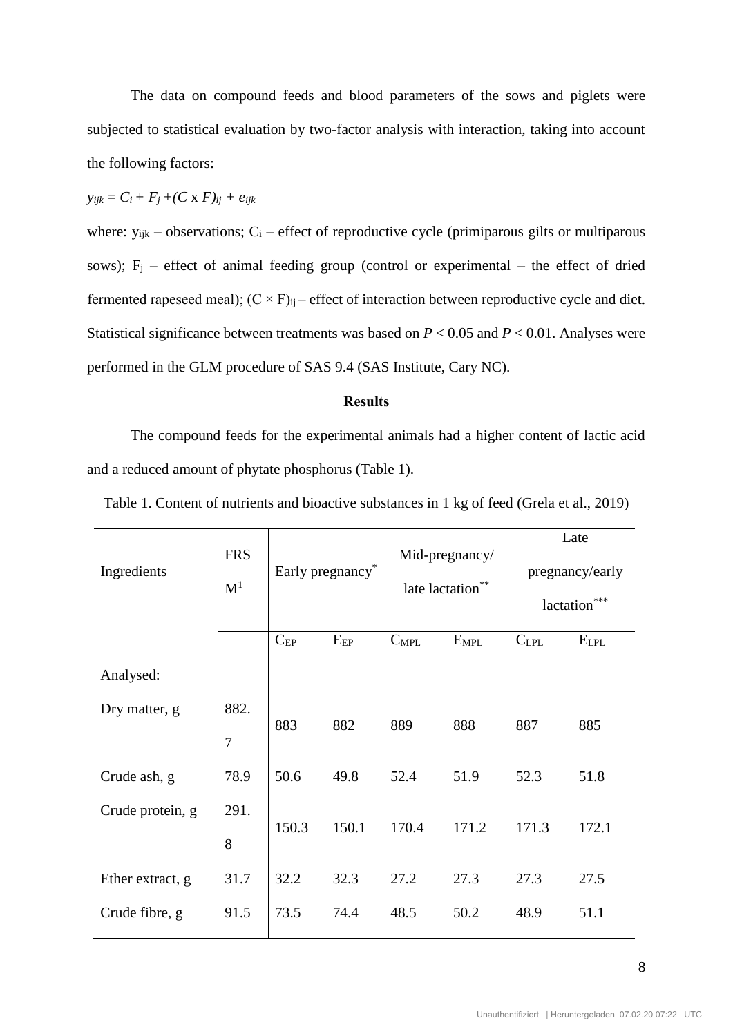The data on compound feeds and blood parameters of the sows and piglets were subjected to statistical evaluation by two-factor analysis with interaction, taking into account the following factors:

$y_{ijk} = C_i + F_j + (C \times F)_{ij} + e_{ijk}$

where: $y_{ijk}$ – observations; $C_i$ – effect of reproductive cycle (primiparous gilts or multiparous sows); $F_j$ – effect of animal feeding group (control or experimental – the effect of dried fermented rapeseed meal); $(C \times F)_{ij}$ – effect of interaction between reproductive cycle and diet. Statistical significance between treatments was based on $P < 0.05$ and $P < 0.01$. Analyses were performed in the GLM procedure of SAS 9.4 (SAS Institute, Cary NC).

## Results

The compound feeds for the experimental animals had a higher content of lactic acid and a reduced amount of phytate phosphorus (Table 1).

Table 1. Content of nutrients and bioactive substances in 1 kg of feed (Grela et al., 2019)

| Ingredients | FRSM[1] | Early pregnancy* | | Mid-pregnancy/ late lactation** | | Late pregnancy/early lactation*** | |
|---|---|---|---|---|---|---|---|
| | | $C_{EP}$ | $E_{EP}$ | $C_{MPL}$ | $E_{MPL}$ | $C_{LPL}$ | $E_{LPL}$ |
| Analysed: | | | | | | | |
| Dry matter, g | 882.7 | 883 | 882 | 889 | 888 | 887 | 885 |
| Crude ash, g | 78.9 | 50.6 | 49.8 | 52.4 | 51.9 | 52.3 | 51.8 |
| Crude protein, g | 291.8 | 150.3 | 150.1 | 170.4 | 171.2 | 171.3 | 172.1 |
| Ether extract, g | 31.7 | 32.2 | 32.3 | 27.2 | 27.3 | 27.3 | 27.5 |
| Crude fibre, g | 91.5 | 73.5 | 74.4 | 48.5 | 50.2 | 48.9 | 51.1 |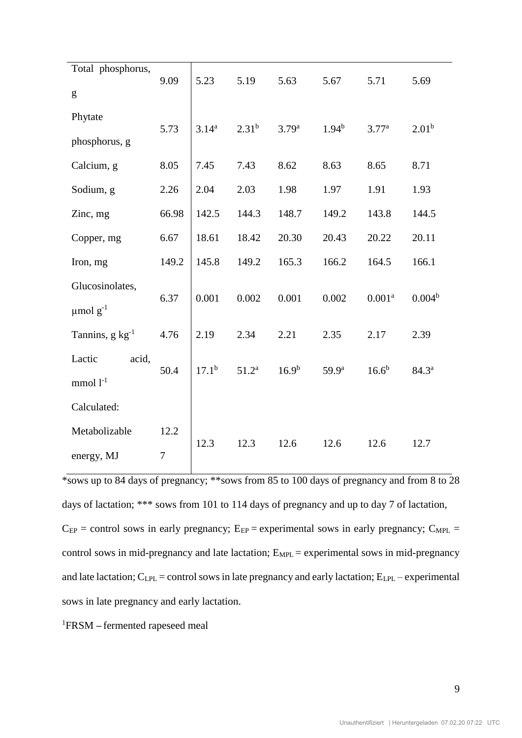| Total phosphorus, g | 9.09 | 5.23 | 5.19 | 5.63 | 5.67 | 5.71 | 5.69 |
|---|---|---|---|---|---|---|---|
| Phytate phosphorus, g | 5.73 | $3.14^{a}$ | $2.31^{b}$ | $3.79^{a}$ | $1.94^{b}$ | $3.77^{a}$ | $2.01^{b}$ |
| Calcium, g | 8.05 | 7.45 | 7.43 | 8.62 | 8.63 | 8.65 | 8.71 |
| Sodium, g | 2.26 | 2.04 | 2.03 | 1.98 | 1.97 | 1.91 | 1.93 |
| Zinc, mg | 66.98 | 142.5 | 144.3 | 148.7 | 149.2 | 143.8 | 144.5 |
| Copper, mg | 6.67 | 18.61 | 18.42 | 20.30 | 20.43 | 20.22 | 20.11 |
| Iron, mg | 149.2 | 145.8 | 149.2 | 165.3 | 166.2 | 164.5 | 166.1 |
| Glucosinolates, μmol $g^{-1}$ | 6.37 | 0.001 | 0.002 | 0.001 | 0.002 | $0.001^{a}$ | $0.004^{b}$ |
| Tannins, g $kg^{-1}$ | 4.76 | 2.19 | 2.34 | 2.21 | 2.35 | 2.17 | 2.39 |
| Lactic acid, mmol $l^{-1}$ | 50.4 | $17.1^{b}$ | $51.2^{a}$ | $16.9^{b}$ | $59.9^{a}$ | $16.6^{b}$ | $84.3^{a}$ |
| Calculated: | | | | | | | |
| Metabolizable energy, MJ | 12.27 | 12.3 | 12.3 | 12.6 | 12.6 | 12.6 | 12.7 |

*sows up to 84 days of pregnancy; **sows from 85 to 100 days of pregnancy and from 8 to 28 days of lactation; *** sows from 101 to 114 days of pregnancy and up to day 7 of lactation, $C_{EP}$ = control sows in early pregnancy; $E_{EP}$ = experimental sows in early pregnancy; $C_{MPL}$ = control sows in mid-pregnancy and late lactation; $E_{MPL}$ = experimental sows in mid-pregnancy and late lactation; $C_{LPL}$ = control sows in late pregnancy and early lactation; $E_{LPL}$ – experimental sows in late pregnancy and early lactation.

[1]FRSM – fermented rapeseed meal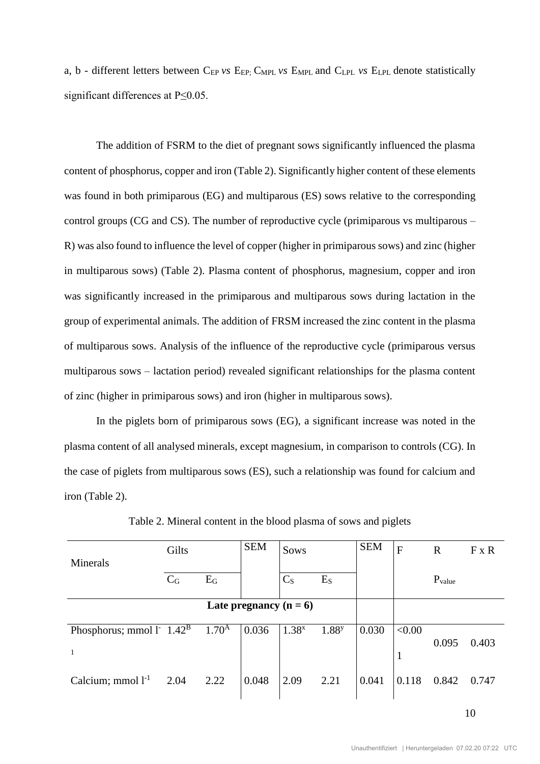a, b - different letters between $C_{EP}$ *vs* $E_{EP;}$ $C_{MPL}$ *vs* $E_{MPL}$ and $C_{LPL}$ *vs* $E_{LPL}$ denote statistically significant differences at P≤0.05.

The addition of FSRM to the diet of pregnant sows significantly influenced the plasma content of phosphorus, copper and iron (Table 2). Significantly higher content of these elements was found in both primiparous (EG) and multiparous (ES) sows relative to the corresponding control groups (CG and CS). The number of reproductive cycle (primiparous vs multiparous – R) was also found to influence the level of copper (higher in primiparous sows) and zinc (higher in multiparous sows) (Table 2). Plasma content of phosphorus, magnesium, copper and iron was significantly increased in the primiparous and multiparous sows during lactation in the group of experimental animals. The addition of FRSM increased the zinc content in the plasma of multiparous sows. Analysis of the influence of the reproductive cycle (primiparous versus multiparous sows – lactation period) revealed significant relationships for the plasma content of zinc (higher in primiparous sows) and iron (higher in multiparous sows).

In the piglets born of primiparous sows (EG), a significant increase was noted in the plasma content of all analysed minerals, except magnesium, in comparison to controls (CG). In the case of piglets from multiparous sows (ES), such a relationship was found for calcium and iron (Table 2).

Table 2. Mineral content in the blood plasma of sows and piglets

| Minerals | Gilts | | SEM | Sows | | SEM | F | R | F x R |
|---|---|---|---|---|---|---|---|---|---|
| | $C_G$ | $E_G$ | | $C_S$ | $E_S$ | | | $P_{value}$ | |
| **Late pregnancy (n = 6)** | | | | | | | | | |
| Phosphorus; mmol $l^{-1}$ | $1.42^B$ | $1.70^A$ | 0.036 | $1.38^x$ | $1.88^y$ | 0.030 | <0.001 | 0.095 | 0.403 |
| Calcium; mmol $l^{-1}$ | 2.04 | 2.22 | 0.048 | 2.09 | 2.21 | 0.041 | 0.118 | 0.842 | 0.747 |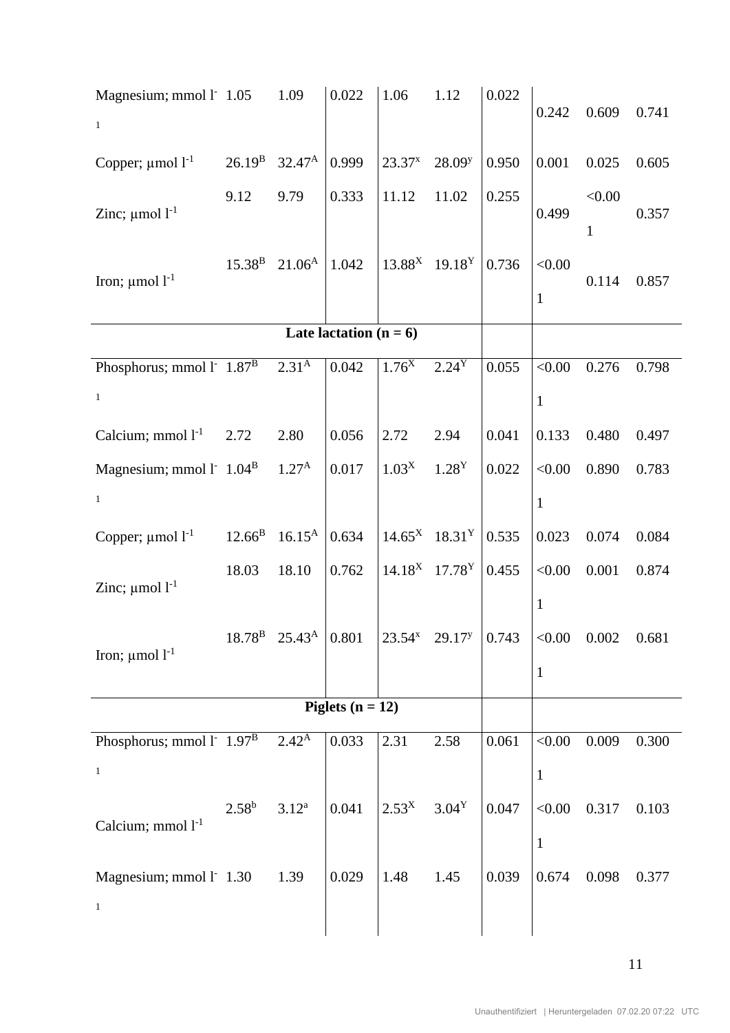| | | | | | | | | | |
|---|---|---|---|---|---|---|---|---|---|
| Magnesium; mmol l$^{-1}$ | 1.05 | 1.09 | 0.022 | 1.06 | 1.12 | 0.022 | 0.242 | 0.609 | 0.741 |
| Copper; µmol l$^{-1}$ | 26.19$^{B}$ | 32.47$^{A}$ | 0.999 | 23.37$^{x}$ | 28.09$^{y}$ | 0.950 | 0.001 | 0.025 | 0.605 |
| Zinc; µmol l$^{-1}$ | 9.12 | 9.79 | 0.333 | 11.12 | 11.02 | 0.255 | 0.499 | <0.001 | 0.357 |
| Iron; µmol l$^{-1}$ | 15.38$^{B}$ | 21.06$^{A}$ | 1.042 | 13.88$^{X}$ | 19.18$^{Y}$ | 0.736 | <0.001 | 0.114 | 0.857 |
| **Late lactation (n = 6)** | | | | | | | | | |
| Phosphorus; mmol l$^{-1}$ | 1.87$^{B}$ | 2.31$^{A}$ | 0.042 | 1.76$^{X}$ | 2.24$^{Y}$ | 0.055 | <0.001 | 0.276 | 0.798 |
| Calcium; mmol l$^{-1}$ | 2.72 | 2.80 | 0.056 | 2.72 | 2.94 | 0.041 | 0.133 | 0.480 | 0.497 |
| Magnesium; mmol l$^{-1}$ | 1.04$^{B}$ | 1.27$^{A}$ | 0.017 | 1.03$^{X}$ | 1.28$^{Y}$ | 0.022 | <0.001 | 0.890 | 0.783 |
| Copper; µmol l$^{-1}$ | 12.66$^{B}$ | 16.15$^{A}$ | 0.634 | 14.65$^{X}$ | 18.31$^{Y}$ | 0.535 | 0.023 | 0.074 | 0.084 |
| Zinc; µmol l$^{-1}$ | 18.03 | 18.10 | 0.762 | 14.18$^{X}$ | 17.78$^{Y}$ | 0.455 | <0.001 | 0.001 | 0.874 |
| Iron; µmol l$^{-1}$ | 18.78$^{B}$ | 25.43$^{A}$ | 0.801 | 23.54$^{x}$ | 29.17$^{y}$ | 0.743 | <0.001 | 0.002 | 0.681 |
| **Piglets (n = 12)** | | | | | | | | | |
| Phosphorus; mmol l$^{-1}$ | 1.97$^{B}$ | 2.42$^{A}$ | 0.033 | 2.31 | 2.58 | 0.061 | <0.001 | 0.009 | 0.300 |
| Calcium; mmol l$^{-1}$ | 2.58$^{b}$ | 3.12$^{a}$ | 0.041 | 2.53$^{X}$ | 3.04$^{Y}$ | 0.047 | <0.001 | 0.317 | 0.103 |
| Magnesium; mmol l$^{-1}$ | 1.30 | 1.39 | 0.029 | 1.48 | 1.45 | 0.039 | 0.674 | 0.098 | 0.377 |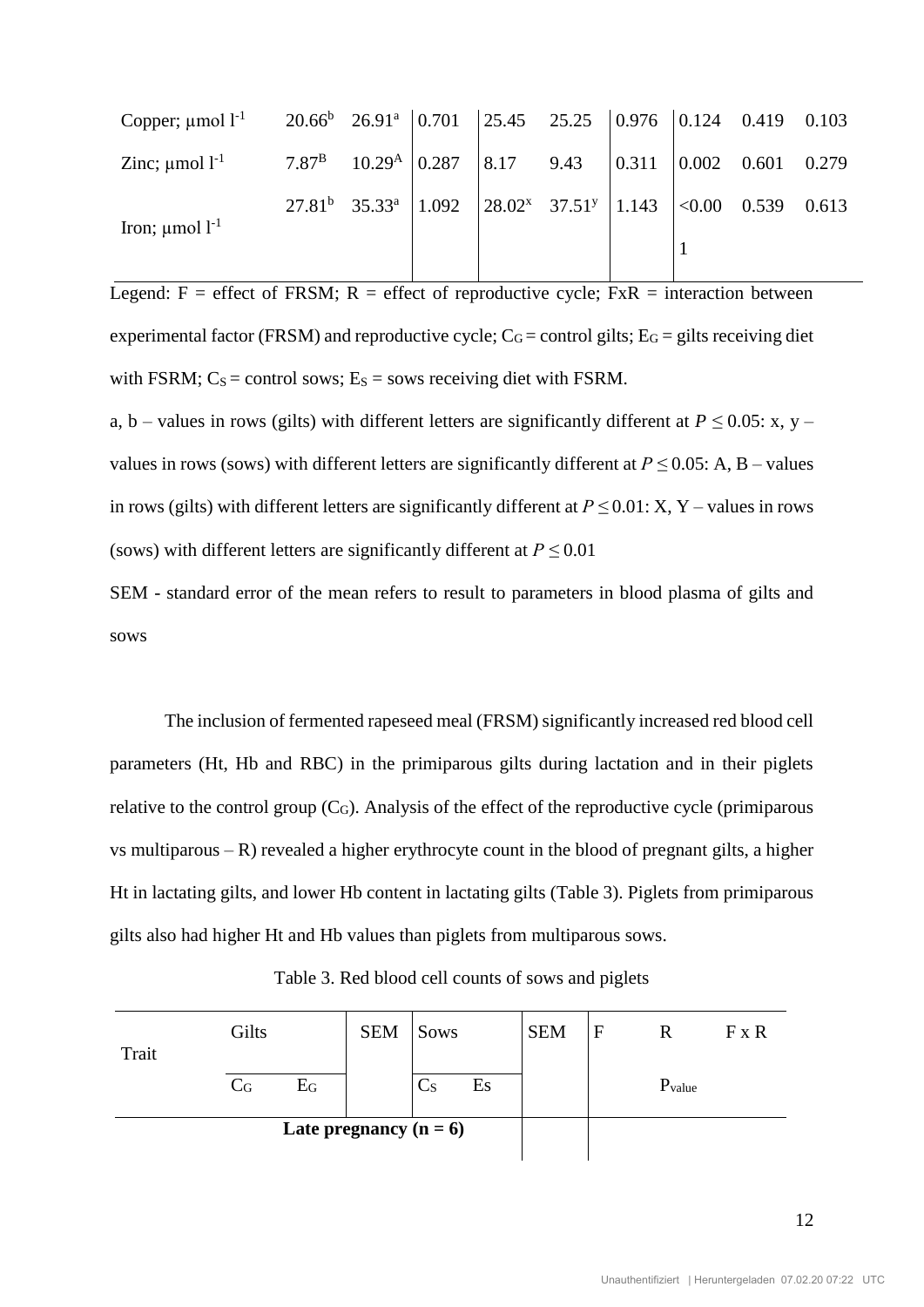| Copper; μmol $l^{-1}$ | $20.66^{b}$ | $26.91^{a}$ | 0.701 | 25.45 | 25.25 | 0.976 | 0.124 | 0.419 | 0.103 |
|---|---|---|---|---|---|---|---|---|---|
| Zinc; μmol $l^{-1}$ | $7.87^{B}$ | $10.29^{A}$ | 0.287 | 8.17 | 9.43 | 0.311 | 0.002 | 0.601 | 0.279 |
| Iron; μmol $l^{-1}$ | $27.81^{b}$ | $35.33^{a}$ | 1.092 | $28.02^{x}$ | $37.51^{y}$ | 1.143 | <0.001 | 0.539 | 0.613 |

Legend: F = effect of FRSM; R = effect of reproductive cycle; FxR = interaction between experimental factor (FRSM) and reproductive cycle; $C_G$ = control gilts; $E_G$ = gilts receiving diet with FSRM; $C_S$ = control sows; $E_S$ = sows receiving diet with FSRM.

a, b – values in rows (gilts) with different letters are significantly different at $P \leq 0.05$: x, y – values in rows (sows) with different letters are significantly different at $P \leq 0.05$: A, B – values in rows (gilts) with different letters are significantly different at $P \leq 0.01$: X, Y – values in rows (sows) with different letters are significantly different at $P \leq 0.01$

SEM - standard error of the mean refers to result to parameters in blood plasma of gilts and sows

The inclusion of fermented rapeseed meal (FRSM) significantly increased red blood cell parameters (Ht, Hb and RBC) in the primiparous gilts during lactation and in their piglets relative to the control group ($C_G$). Analysis of the effect of the reproductive cycle (primiparous vs multiparous – R) revealed a higher erythrocyte count in the blood of pregnant gilts, a higher Ht in lactating gilts, and lower Hb content in lactating gilts (Table 3). Piglets from primiparous gilts also had higher Ht and Hb values than piglets from multiparous sows.

Table 3. Red blood cell counts of sows and piglets

| Trait | Gilts | | SEM | Sows | | SEM | F | R | F x R |
|---|---|---|---|---|---|---|---|---|---|
| | $C_G$ | $E_G$ | | $C_S$ | $E_S$ | | | $P_{value}$ | |
| **Late pregnancy (n = 6)** | | | | | | | | | |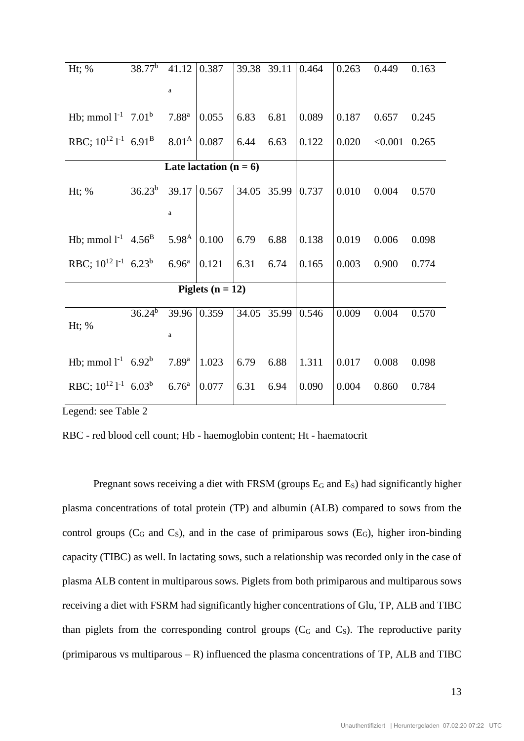| | | | | | | | | | |
|---|---|---|---|---|---|---|---|---|---|
| Ht; % | 38.77[b] | 41.12[a] | 0.387 | 39.38 | 39.11 | 0.464 | 0.263 | 0.449 | 0.163 |
| Hb; mmol $l^{-1}$ | 7.01[b] | 7.88[a] | 0.055 | 6.83 | 6.81 | 0.089 | 0.187 | 0.657 | 0.245 |
| RBC; $10^{12}$ $l^{-1}$ | 6.91[B] | 8.01[A] | 0.087 | 6.44 | 6.63 | 0.122 | 0.020 | <0.001 | 0.265 |
| **Late lactation (n = 6)** | | | | | | | | | |
| Ht; % | 36.23[b] | 39.17[a] | 0.567 | 34.05 | 35.99 | 0.737 | 0.010 | 0.004 | 0.570 |
| Hb; mmol $l^{-1}$ | 4.56[B] | 5.98[A] | 0.100 | 6.79 | 6.88 | 0.138 | 0.019 | 0.006 | 0.098 |
| RBC; $10^{12}$ $l^{-1}$ | 6.23[b] | 6.96[a] | 0.121 | 6.31 | 6.74 | 0.165 | 0.003 | 0.900 | 0.774 |
| **Piglets (n = 12)** | | | | | | | | | |
| Ht; % | 36.24[b] | 39.96[a] | 0.359 | 34.05 | 35.99 | 0.546 | 0.009 | 0.004 | 0.570 |
| Hb; mmol $l^{-1}$ | 6.92[b] | 7.89[a] | 1.023 | 6.79 | 6.88 | 1.311 | 0.017 | 0.008 | 0.098 |
| RBC; $10^{12}$ $l^{-1}$ | 6.03[b] | 6.76[a] | 0.077 | 6.31 | 6.94 | 0.090 | 0.004 | 0.860 | 0.784 |

Legend: see Table 2

RBC - red blood cell count; Hb - haemoglobin content; Ht - haematocrit

Pregnant sows receiving a diet with FRSM (groups $E_G$ and $E_S$) had significantly higher plasma concentrations of total protein (TP) and albumin (ALB) compared to sows from the control groups ($C_G$ and $C_S$), and in the case of primiparous sows ($E_G$), higher iron-binding capacity (TIBC) as well. In lactating sows, such a relationship was recorded only in the case of plasma ALB content in multiparous sows. Piglets from both primiparous and multiparous sows receiving a diet with FSRM had significantly higher concentrations of Glu, TP, ALB and TIBC than piglets from the corresponding control groups ($C_G$ and $C_S$). The reproductive parity (primiparous vs multiparous – R) influenced the plasma concentrations of TP, ALB and TIBC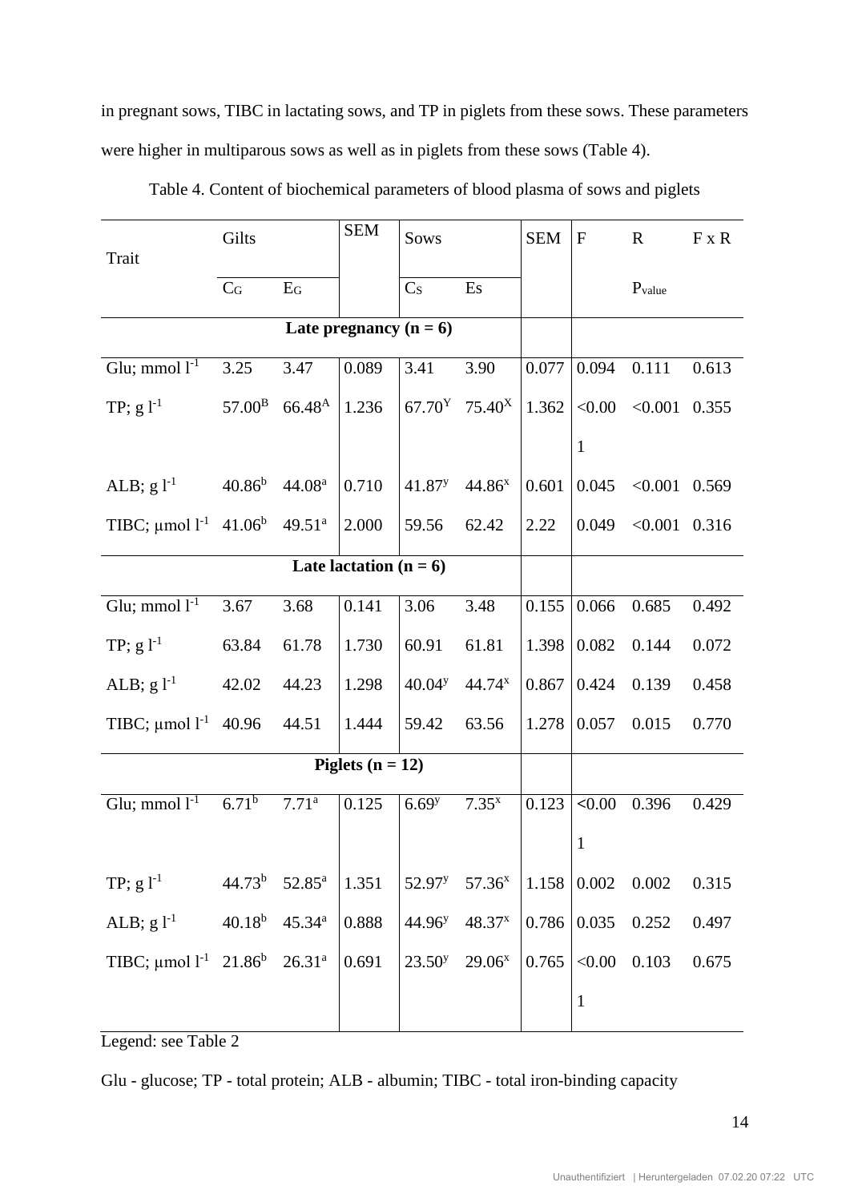in pregnant sows, TIBC in lactating sows, and TP in piglets from these sows. These parameters were higher in multiparous sows as well as in piglets from these sows (Table 4).

Table 4. Content of biochemical parameters of blood plasma of sows and piglets

| Trait | Gilts | | SEM | Sows | | SEM | F | R | F x R |
|---|---|---|---|---|---|---|---|---|---|
| | $C_G$ | $E_G$ | | $C_S$ | $E_S$ | | | $P_{value}$ | |
| **Late pregnancy (n = 6)** | | | | | | | | | |
| Glu; mmol $l^{-1}$ | 3.25 | 3.47 | 0.089 | 3.41 | 3.90 | 0.077 | 0.094 | 0.111 | 0.613 |
| TP; g $l^{-1}$ | $57.00^{B}$ | $66.48^{A}$ | 1.236 | $67.70^{Y}$ | $75.40^{X}$ | 1.362 | <0.001 | <0.001 | 0.355 |
| ALB; g $l^{-1}$ | $40.86^{b}$ | $44.08^{a}$ | 0.710 | $41.87^{y}$ | $44.86^{x}$ | 0.601 | 0.045 | <0.001 | 0.569 |
| TIBC; µmol $l^{-1}$ | $41.06^{b}$ | $49.51^{a}$ | 2.000 | 59.56 | 62.42 | 2.22 | 0.049 | <0.001 | 0.316 |
| **Late lactation (n = 6)** | | | | | | | | | |
| Glu; mmol $l^{-1}$ | 3.67 | 3.68 | 0.141 | 3.06 | 3.48 | 0.155 | 0.066 | 0.685 | 0.492 |
| TP; g $l^{-1}$ | 63.84 | 61.78 | 1.730 | 60.91 | 61.81 | 1.398 | 0.082 | 0.144 | 0.072 |
| ALB; g $l^{-1}$ | 42.02 | 44.23 | 1.298 | $40.04^{y}$ | $44.74^{x}$ | 0.867 | 0.424 | 0.139 | 0.458 |
| TIBC; µmol $l^{-1}$ | 40.96 | 44.51 | 1.444 | 59.42 | 63.56 | 1.278 | 0.057 | 0.015 | 0.770 |
| **Piglets (n = 12)** | | | | | | | | | |
| Glu; mmol $l^{-1}$ | $6.71^{b}$ | $7.71^{a}$ | 0.125 | $6.69^{y}$ | $7.35^{x}$ | 0.123 | <0.001 | 0.396 | 0.429 |
| TP; g $l^{-1}$ | $44.73^{b}$ | $52.85^{a}$ | 1.351 | $52.97^{y}$ | $57.36^{x}$ | 1.158 | 0.002 | 0.002 | 0.315 |
| ALB; g $l^{-1}$ | $40.18^{b}$ | $45.34^{a}$ | 0.888 | $44.96^{y}$ | $48.37^{x}$ | 0.786 | 0.035 | 0.252 | 0.497 |
| TIBC; µmol $l^{-1}$ | $21.86^{b}$ | $26.31^{a}$ | 0.691 | $23.50^{y}$ | $29.06^{x}$ | 0.765 | <0.001 | 0.103 | 0.675 |

Legend: see Table 2

Glu - glucose; TP - total protein; ALB - albumin; TIBC - total iron-binding capacity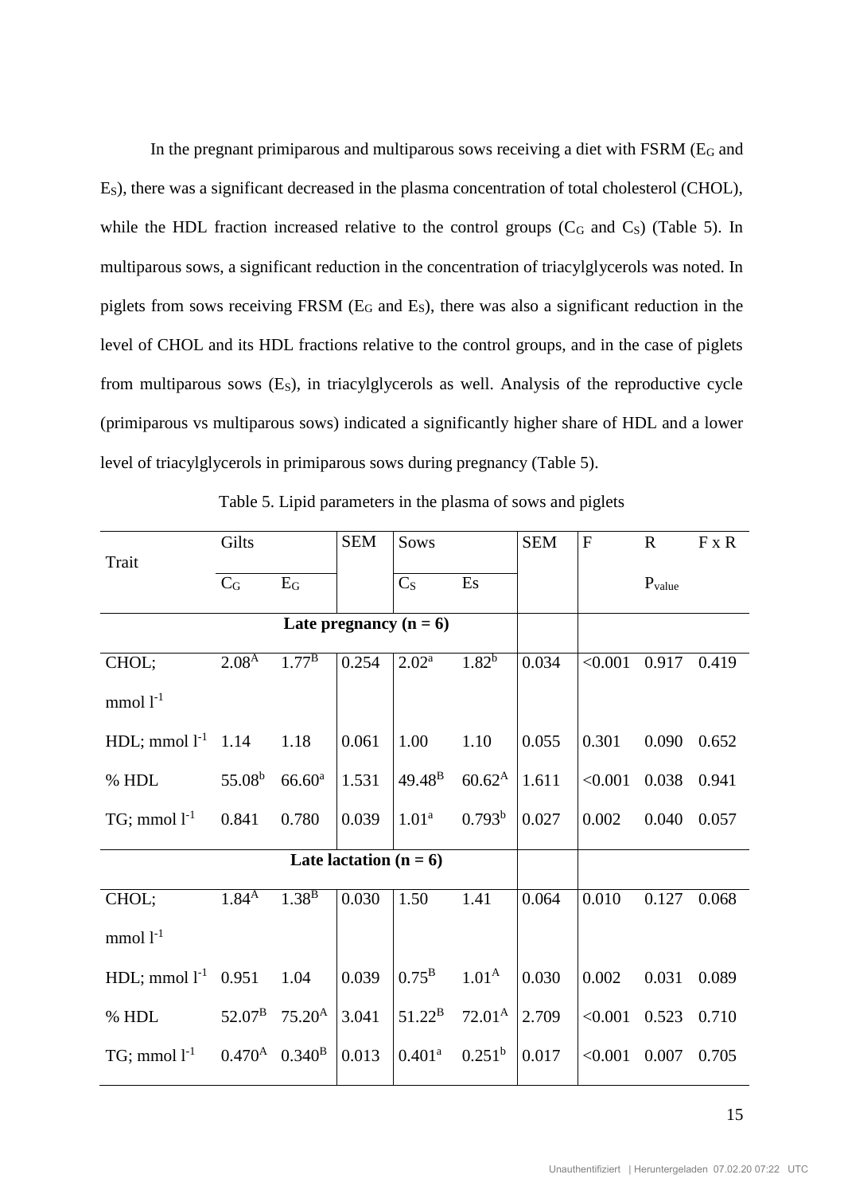In the pregnant primiparous and multiparous sows receiving a diet with FSRM ($E_G$ and $E_S$), there was a significant decreased in the plasma concentration of total cholesterol (CHOL), while the HDL fraction increased relative to the control groups ($C_G$ and $C_S$) (Table 5). In multiparous sows, a significant reduction in the concentration of triacylglycerols was noted. In piglets from sows receiving FRSM ($E_G$ and $E_S$), there was also a significant reduction in the level of CHOL and its HDL fractions relative to the control groups, and in the case of piglets from multiparous sows ($E_S$), in triacylglycerols as well. Analysis of the reproductive cycle (primiparous vs multiparous sows) indicated a significantly higher share of HDL and a lower level of triacylglycerols in primiparous sows during pregnancy (Table 5).

Table 5. Lipid parameters in the plasma of sows and piglets

| Trait | Gilts | | SEM | Sows | | SEM | F | R | F x R |
|---|---|---|---|---|---|---|---|---|---|
| | $C_G$ | $E_G$ | | $C_S$ | Es | | | $P_{value}$ | |
| **Late pregnancy (n = 6)** | | | | | | | | | |
| CHOL; mmol $l^{-1}$ | $2.08^A$ | $1.77^B$ | 0.254 | $2.02^a$ | $1.82^b$ | 0.034 | <0.001 | 0.917 | 0.419 |
| HDL; mmol $l^{-1}$ | 1.14 | 1.18 | 0.061 | 1.00 | 1.10 | 0.055 | 0.301 | 0.090 | 0.652 |
| % HDL | $55.08^b$ | $66.60^a$ | 1.531 | $49.48^B$ | $60.62^A$ | 1.611 | <0.001 | 0.038 | 0.941 |
| TG; mmol $l^{-1}$ | 0.841 | 0.780 | 0.039 | $1.01^a$ | $0.793^b$ | 0.027 | 0.002 | 0.040 | 0.057 |
| **Late lactation (n = 6)** | | | | | | | | | |
| CHOL; mmol $l^{-1}$ | $1.84^A$ | $1.38^B$ | 0.030 | 1.50 | 1.41 | 0.064 | 0.010 | 0.127 | 0.068 |
| HDL; mmol $l^{-1}$ | 0.951 | 1.04 | 0.039 | $0.75^B$ | $1.01^A$ | 0.030 | 0.002 | 0.031 | 0.089 |
| % HDL | $52.07^B$ | $75.20^A$ | 3.041 | $51.22^B$ | $72.01^A$ | 2.709 | <0.001 | 0.523 | 0.710 |
| TG; mmol $l^{-1}$ | $0.470^A$ | $0.340^B$ | 0.013 | $0.401^a$ | $0.251^b$ | 0.017 | <0.001 | 0.007 | 0.705 |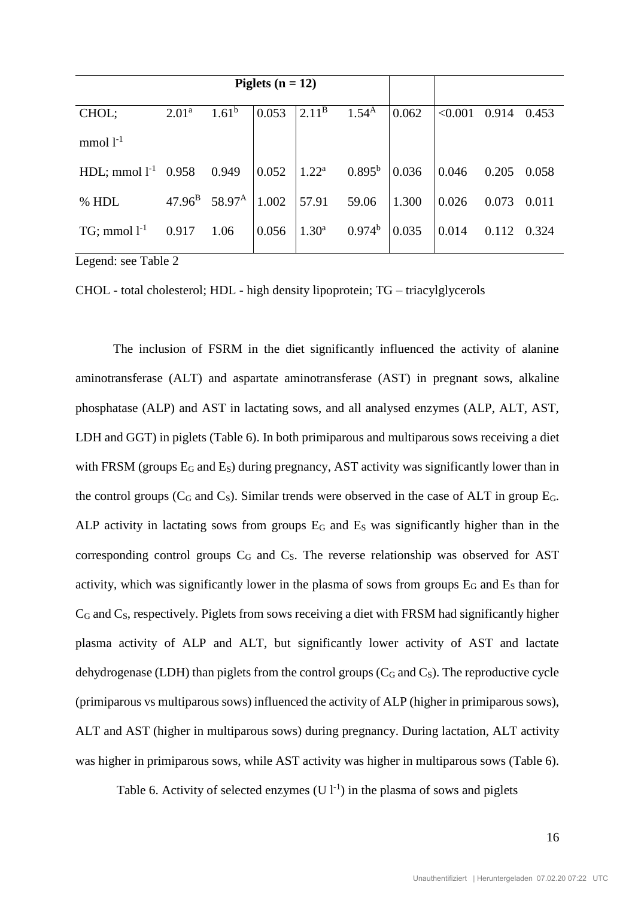| Piglets (n = 12) | | | | | | | | | |
|---|---|---|---|---|---|---|---|---|---|
| CHOL; mmol $l^{-1}$ | 2.01[a] | 1.61[b] | 0.053 | 2.11[B] | 1.54[A] | 0.062 | <0.001 | 0.914 | 0.453 |
| HDL; mmol $l^{-1}$ | 0.958 | 0.949 | 0.052 | 1.22[a] | 0.895[b] | 0.036 | 0.046 | 0.205 | 0.058 |
| % HDL | 47.96[B] | 58.97[A] | 1.002 | 57.91 | 59.06 | 1.300 | 0.026 | 0.073 | 0.011 |
| TG; mmol $l^{-1}$ | 0.917 | 1.06 | 0.056 | 1.30[a] | 0.974[b] | 0.035 | 0.014 | 0.112 | 0.324 |

Legend: see Table 2

CHOL - total cholesterol; HDL - high density lipoprotein; TG – triacylglycerols

The inclusion of FSRM in the diet significantly influenced the activity of alanine aminotransferase (ALT) and aspartate aminotransferase (AST) in pregnant sows, alkaline phosphatase (ALP) and AST in lactating sows, and all analysed enzymes (ALP, ALT, AST, LDH and GGT) in piglets (Table 6). In both primiparous and multiparous sows receiving a diet with FRSM (groups $E_G$ and $E_S$) during pregnancy, AST activity was significantly lower than in the control groups ($C_G$ and $C_S$). Similar trends were observed in the case of ALT in group $E_G$. ALP activity in lactating sows from groups $E_G$ and $E_S$ was significantly higher than in the corresponding control groups $C_G$ and $C_S$. The reverse relationship was observed for AST activity, which was significantly lower in the plasma of sows from groups $E_G$ and $E_S$ than for $C_G$ and $C_S$, respectively. Piglets from sows receiving a diet with FRSM had significantly higher plasma activity of ALP and ALT, but significantly lower activity of AST and lactate dehydrogenase (LDH) than piglets from the control groups ($C_G$ and $C_S$). The reproductive cycle (primiparous vs multiparous sows) influenced the activity of ALP (higher in primiparous sows), ALT and AST (higher in multiparous sows) during pregnancy. During lactation, ALT activity was higher in primiparous sows, while AST activity was higher in multiparous sows (Table 6).

Table 6. Activity of selected enzymes (U $l^{-1}$) in the plasma of sows and piglets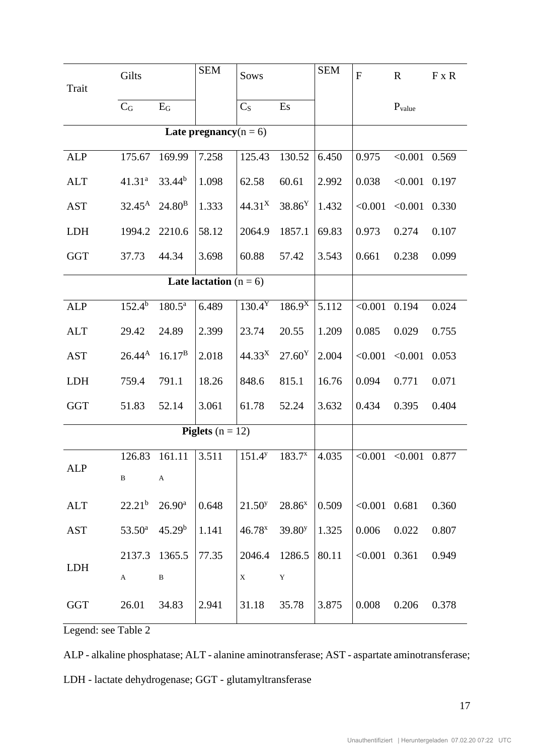| Trait | Gilts | | SEM | Sows | | SEM | F | R | F x R |
|---|---|---|---|---|---|---|---|---|---|
| | $C_G$ | $E_G$ | | $C_S$ | Es | | | $P_{value}$ | |
| **Late pregnancy**(n = 6) | | | | | | | | | |
| ALP | 175.67 | 169.99 | 7.258 | 125.43 | 130.52 | 6.450 | 0.975 | <0.001 | 0.569 |
| ALT | 41.31[a] | 33.44[b] | 1.098 | 62.58 | 60.61 | 2.992 | 0.038 | <0.001 | 0.197 |
| AST | 32.45[A] | 24.80[B] | 1.333 | 44.31[X] | 38.86[Y] | 1.432 | <0.001 | <0.001 | 0.330 |
| LDH | 1994.2 | 2210.6 | 58.12 | 2064.9 | 1857.1 | 69.83 | 0.973 | 0.274 | 0.107 |
| GGT | 37.73 | 44.34 | 3.698 | 60.88 | 57.42 | 3.543 | 0.661 | 0.238 | 0.099 |
| **Late lactation** (n = 6) | | | | | | | | | |
| ALP | 152.4[b] | 180.5[a] | 6.489 | 130.4[Y] | 186.9[X] | 5.112 | <0.001 | 0.194 | 0.024 |
| ALT | 29.42 | 24.89 | 2.399 | 23.74 | 20.55 | 1.209 | 0.085 | 0.029 | 0.755 |
| AST | 26.44[A] | 16.17[B] | 2.018 | 44.33[X] | 27.60[Y] | 2.004 | <0.001 | <0.001 | 0.053 |
| LDH | 759.4 | 791.1 | 18.26 | 848.6 | 815.1 | 16.76 | 0.094 | 0.771 | 0.071 |
| GGT | 51.83 | 52.14 | 3.061 | 61.78 | 52.24 | 3.632 | 0.434 | 0.395 | 0.404 |
| **Piglets** (n = 12) | | | | | | | | | |
| ALP | 126.83[B] | 161.11[A] | 3.511 | 151.4[y] | 183.7[x] | 4.035 | <0.001 | <0.001 | 0.877 |
| ALT | 22.21[b] | 26.90[a] | 0.648 | 21.50[y] | 28.86[x] | 0.509 | <0.001 | 0.681 | 0.360 |
| AST | 53.50[a] | 45.29[b] | 1.141 | 46.78[x] | 39.80[y] | 1.325 | 0.006 | 0.022 | 0.807 |
| LDH | 2137.3[A] | 1365.5[B] | 77.35 | 2046.4[X] | 1286.5[Y] | 80.11 | <0.001 | 0.361 | 0.949 |
| GGT | 26.01 | 34.83 | 2.941 | 31.18 | 35.78 | 3.875 | 0.008 | 0.206 | 0.378 |

Legend: see Table 2

ALP - alkaline phosphatase; ALT - alanine aminotransferase; AST - aspartate aminotransferase; LDH - lactate dehydrogenase; GGT - glutamyltransferase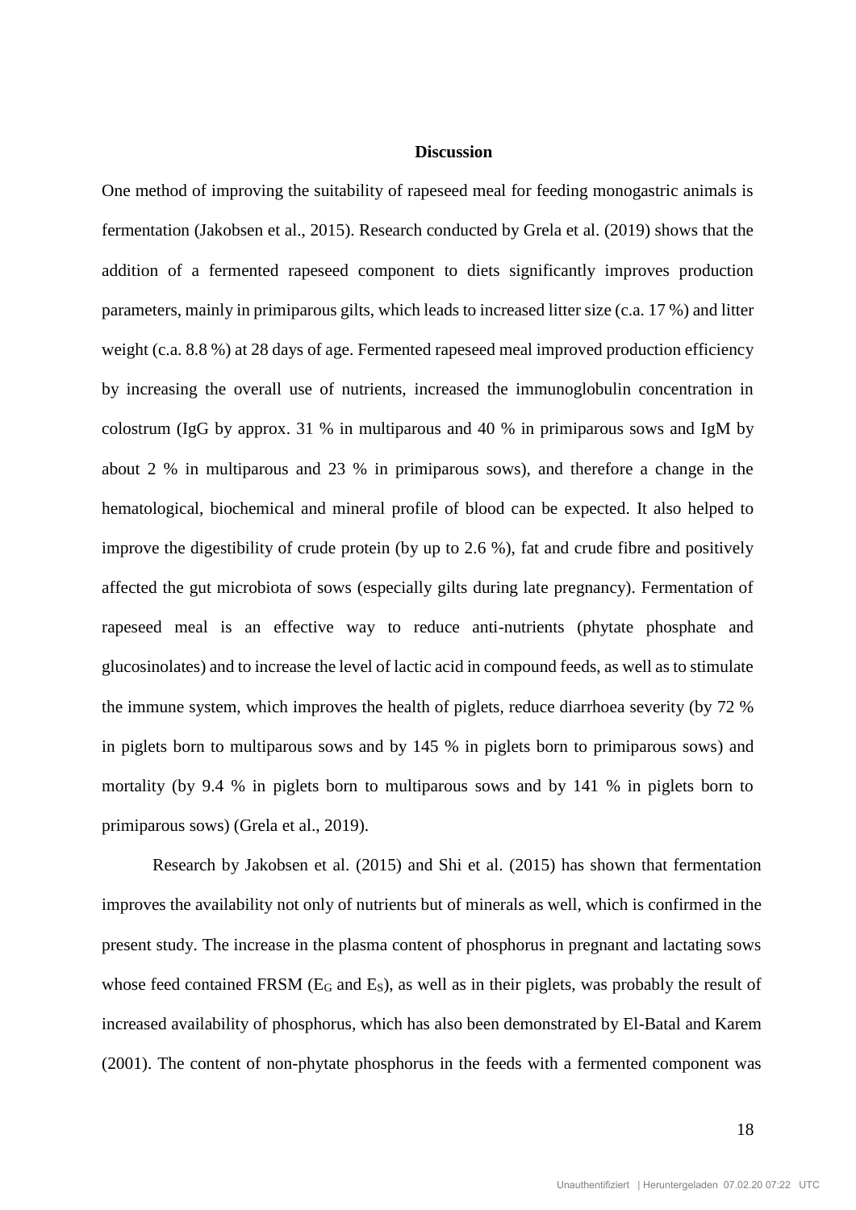## Discussion

One method of improving the suitability of rapeseed meal for feeding monogastric animals is fermentation (Jakobsen et al., 2015). Research conducted by Grela et al. (2019) shows that the addition of a fermented rapeseed component to diets significantly improves production parameters, mainly in primiparous gilts, which leads to increased litter size (c.a. 17 %) and litter weight (c.a. 8.8 %) at 28 days of age. Fermented rapeseed meal improved production efficiency by increasing the overall use of nutrients, increased the immunoglobulin concentration in colostrum (IgG by approx. 31 % in multiparous and 40 % in primiparous sows and IgM by about 2 % in multiparous and 23 % in primiparous sows), and therefore a change in the hematological, biochemical and mineral profile of blood can be expected. It also helped to improve the digestibility of crude protein (by up to 2.6 %), fat and crude fibre and positively affected the gut microbiota of sows (especially gilts during late pregnancy). Fermentation of rapeseed meal is an effective way to reduce anti-nutrients (phytate phosphate and glucosinolates) and to increase the level of lactic acid in compound feeds, as well as to stimulate the immune system, which improves the health of piglets, reduce diarrhoea severity (by 72 % in piglets born to multiparous sows and by 145 % in piglets born to primiparous sows) and mortality (by 9.4 % in piglets born to multiparous sows and by 141 % in piglets born to primiparous sows) (Grela et al., 2019).

Research by Jakobsen et al. (2015) and Shi et al. (2015) has shown that fermentation improves the availability not only of nutrients but of minerals as well, which is confirmed in the present study. The increase in the plasma content of phosphorus in pregnant and lactating sows whose feed contained FRSM ($E_G$ and $E_S$), as well as in their piglets, was probably the result of increased availability of phosphorus, which has also been demonstrated by El-Batal and Karem (2001). The content of non-phytate phosphorus in the feeds with a fermented component was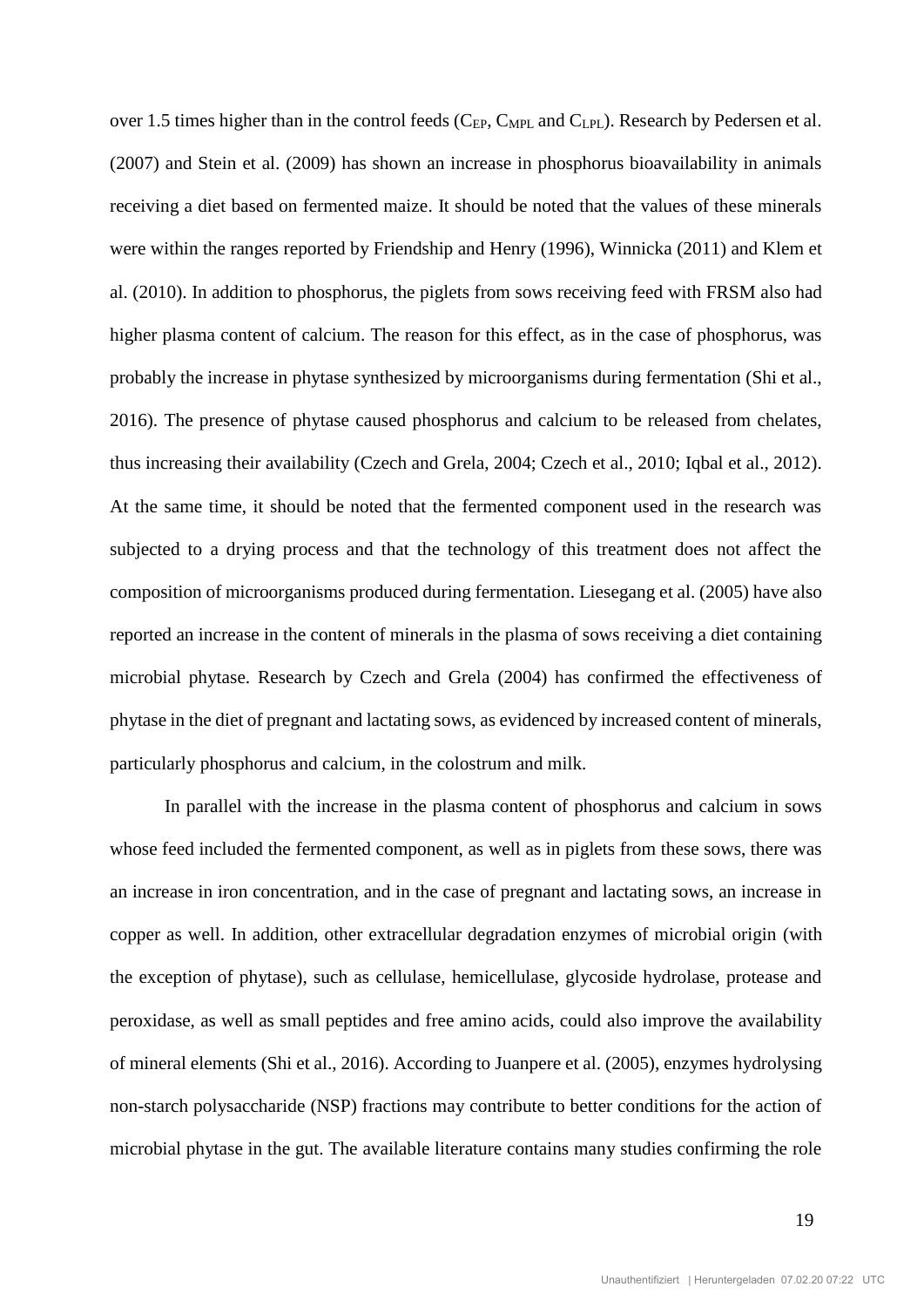over 1.5 times higher than in the control feeds ($C_{EP}$, $C_{MPL}$ and $C_{LPL}$). Research by Pedersen et al. (2007) and Stein et al. (2009) has shown an increase in phosphorus bioavailability in animals receiving a diet based on fermented maize. It should be noted that the values of these minerals were within the ranges reported by Friendship and Henry (1996), Winnicka (2011) and Klem et al. (2010). In addition to phosphorus, the piglets from sows receiving feed with FRSM also had higher plasma content of calcium. The reason for this effect, as in the case of phosphorus, was probably the increase in phytase synthesized by microorganisms during fermentation (Shi et al., 2016). The presence of phytase caused phosphorus and calcium to be released from chelates, thus increasing their availability (Czech and Grela, 2004; Czech et al., 2010; Iqbal et al., 2012). At the same time, it should be noted that the fermented component used in the research was subjected to a drying process and that the technology of this treatment does not affect the composition of microorganisms produced during fermentation. Liesegang et al. (2005) have also reported an increase in the content of minerals in the plasma of sows receiving a diet containing microbial phytase. Research by Czech and Grela (2004) has confirmed the effectiveness of phytase in the diet of pregnant and lactating sows, as evidenced by increased content of minerals, particularly phosphorus and calcium, in the colostrum and milk.

In parallel with the increase in the plasma content of phosphorus and calcium in sows whose feed included the fermented component, as well as in piglets from these sows, there was an increase in iron concentration, and in the case of pregnant and lactating sows, an increase in copper as well. In addition, other extracellular degradation enzymes of microbial origin (with the exception of phytase), such as cellulase, hemicellulase, glycoside hydrolase, protease and peroxidase, as well as small peptides and free amino acids, could also improve the availability of mineral elements (Shi et al., 2016). According to Juanpere et al. (2005), enzymes hydrolysing non-starch polysaccharide (NSP) fractions may contribute to better conditions for the action of microbial phytase in the gut. The available literature contains many studies confirming the role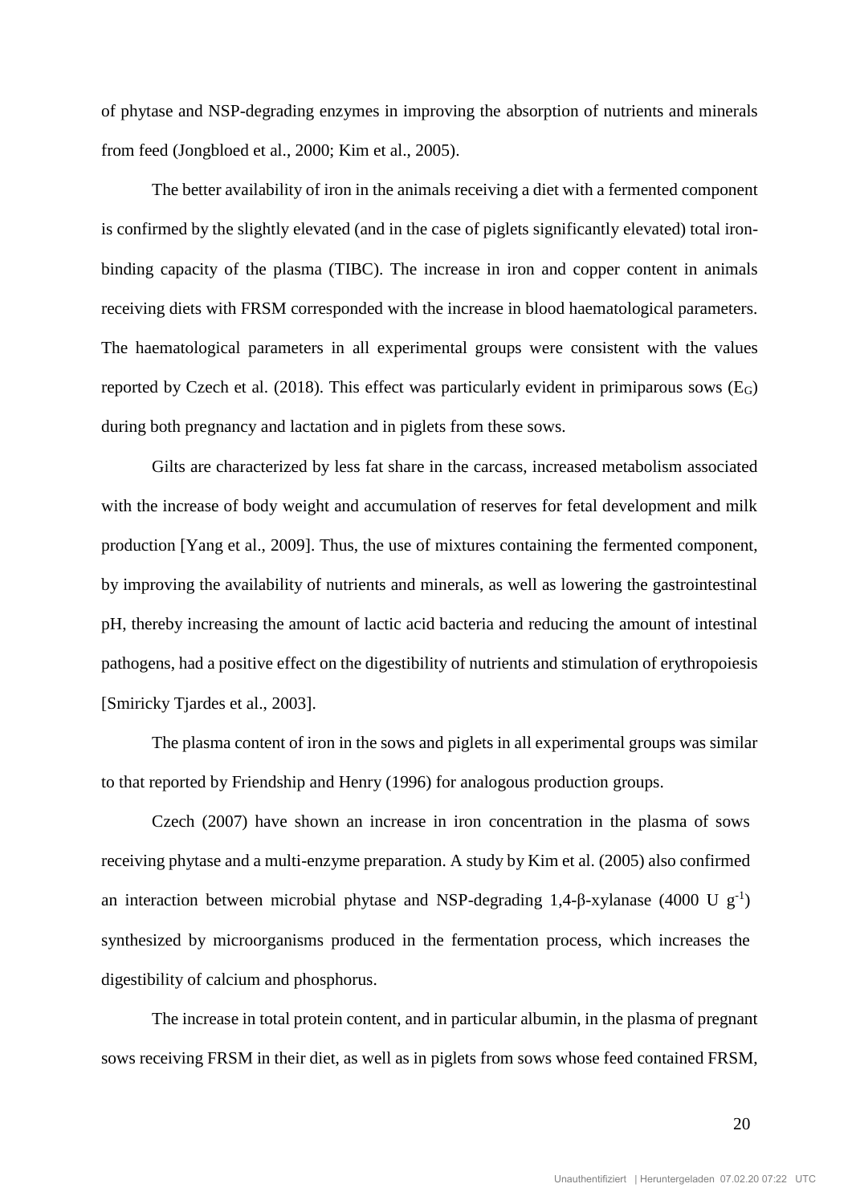of phytase and NSP-degrading enzymes in improving the absorption of nutrients and minerals from feed (Jongbloed et al., 2000; Kim et al., 2005).

The better availability of iron in the animals receiving a diet with a fermented component is confirmed by the slightly elevated (and in the case of piglets significantly elevated) total iron-binding capacity of the plasma (TIBC). The increase in iron and copper content in animals receiving diets with FRSM corresponded with the increase in blood haematological parameters. The haematological parameters in all experimental groups were consistent with the values reported by Czech et al. (2018). This effect was particularly evident in primiparous sows ($E_G$) during both pregnancy and lactation and in piglets from these sows.

Gilts are characterized by less fat share in the carcass, increased metabolism associated with the increase of body weight and accumulation of reserves for fetal development and milk production [Yang et al., 2009]. Thus, the use of mixtures containing the fermented component, by improving the availability of nutrients and minerals, as well as lowering the gastrointestinal pH, thereby increasing the amount of lactic acid bacteria and reducing the amount of intestinal pathogens, had a positive effect on the digestibility of nutrients and stimulation of erythropoiesis [Smiricky Tjardes et al., 2003].

The plasma content of iron in the sows and piglets in all experimental groups was similar to that reported by Friendship and Henry (1996) for analogous production groups.

Czech (2007) have shown an increase in iron concentration in the plasma of sows receiving phytase and a multi-enzyme preparation. A study by Kim et al. (2005) also confirmed an interaction between microbial phytase and NSP-degrading 1,4-β-xylanase (4000 U $g^{-1}$) synthesized by microorganisms produced in the fermentation process, which increases the digestibility of calcium and phosphorus.

The increase in total protein content, and in particular albumin, in the plasma of pregnant sows receiving FRSM in their diet, as well as in piglets from sows whose feed contained FRSM,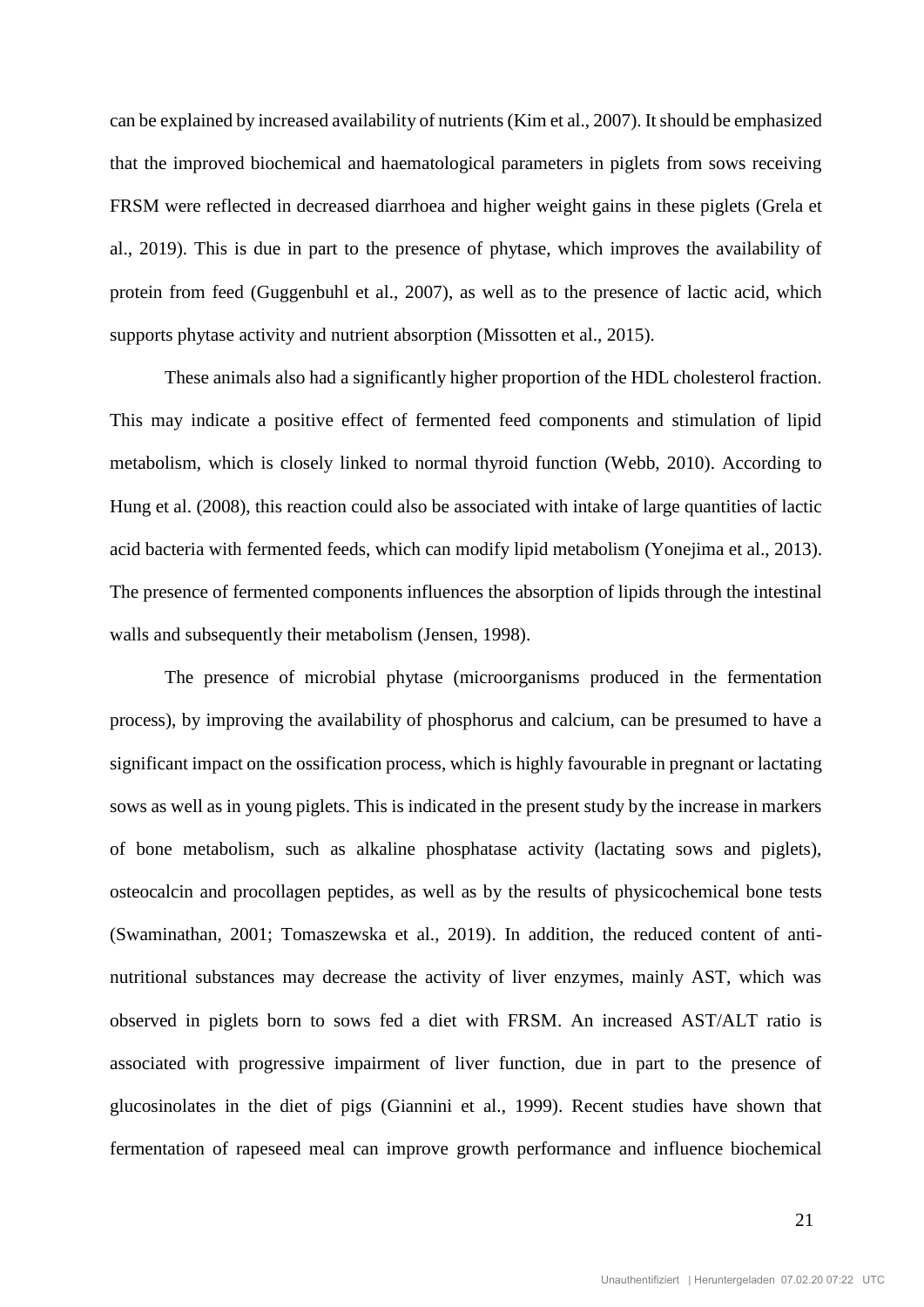can be explained by increased availability of nutrients (Kim et al., 2007). It should be emphasized that the improved biochemical and haematological parameters in piglets from sows receiving FRSM were reflected in decreased diarrhoea and higher weight gains in these piglets (Grela et al., 2019). This is due in part to the presence of phytase, which improves the availability of protein from feed (Guggenbuhl et al., 2007), as well as to the presence of lactic acid, which supports phytase activity and nutrient absorption (Missotten et al., 2015).

These animals also had a significantly higher proportion of the HDL cholesterol fraction. This may indicate a positive effect of fermented feed components and stimulation of lipid metabolism, which is closely linked to normal thyroid function (Webb, 2010). According to Hung et al. (2008), this reaction could also be associated with intake of large quantities of lactic acid bacteria with fermented feeds, which can modify lipid metabolism (Yonejima et al., 2013). The presence of fermented components influences the absorption of lipids through the intestinal walls and subsequently their metabolism (Jensen, 1998).

The presence of microbial phytase (microorganisms produced in the fermentation process), by improving the availability of phosphorus and calcium, can be presumed to have a significant impact on the ossification process, which is highly favourable in pregnant or lactating sows as well as in young piglets. This is indicated in the present study by the increase in markers of bone metabolism, such as alkaline phosphatase activity (lactating sows and piglets), osteocalcin and procollagen peptides, as well as by the results of physicochemical bone tests (Swaminathan, 2001; Tomaszewska et al., 2019). In addition, the reduced content of anti-nutritional substances may decrease the activity of liver enzymes, mainly AST, which was observed in piglets born to sows fed a diet with FRSM. An increased AST/ALT ratio is associated with progressive impairment of liver function, due in part to the presence of glucosinolates in the diet of pigs (Giannini et al., 1999). Recent studies have shown that fermentation of rapeseed meal can improve growth performance and influence biochemical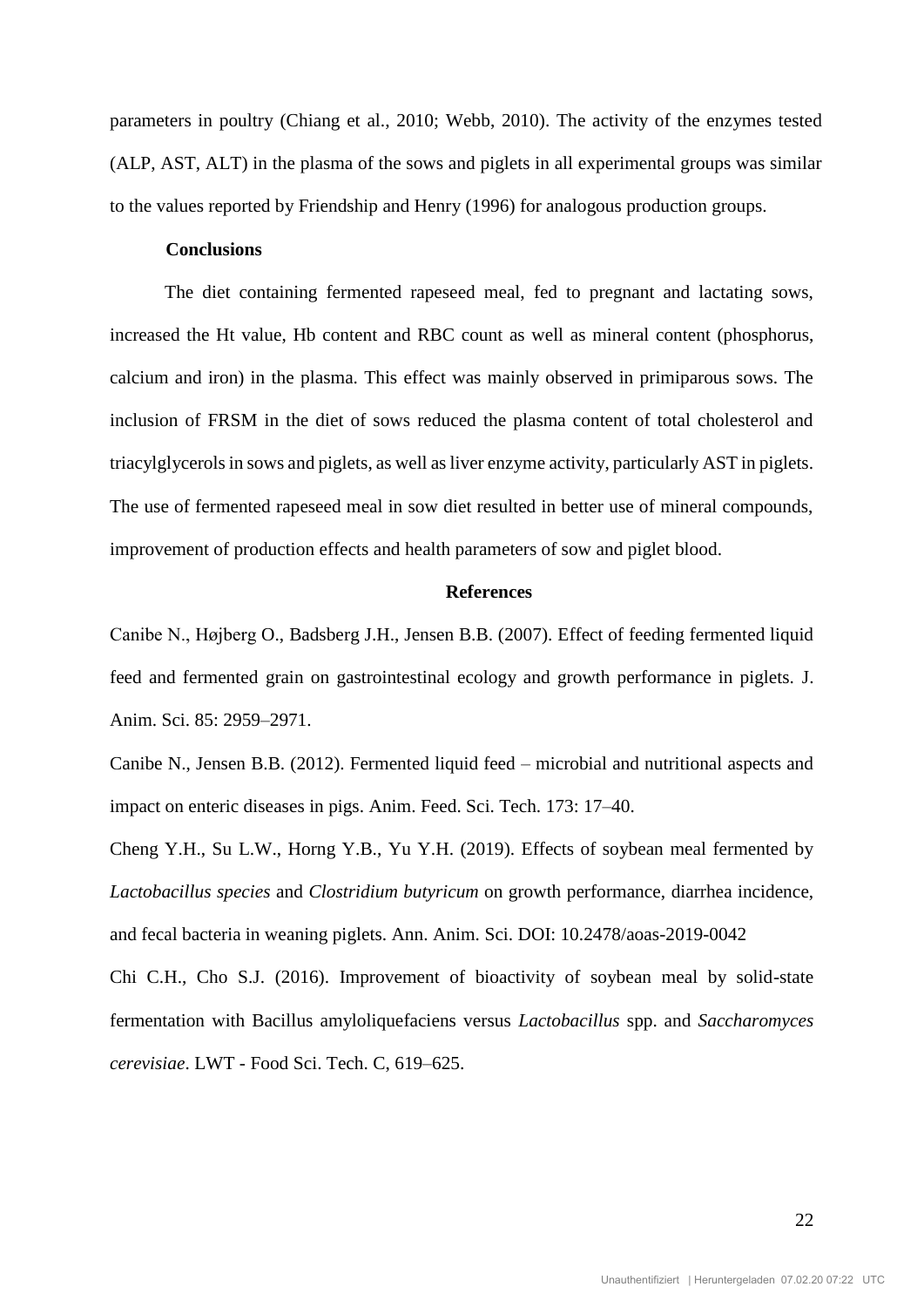parameters in poultry (Chiang et al., 2010; Webb, 2010). The activity of the enzymes tested (ALP, AST, ALT) in the plasma of the sows and piglets in all experimental groups was similar to the values reported by Friendship and Henry (1996) for analogous production groups.

## Conclusions

The diet containing fermented rapeseed meal, fed to pregnant and lactating sows, increased the Ht value, Hb content and RBC count as well as mineral content (phosphorus, calcium and iron) in the plasma. This effect was mainly observed in primiparous sows. The inclusion of FRSM in the diet of sows reduced the plasma content of total cholesterol and triacylglycerols in sows and piglets, as well as liver enzyme activity, particularly AST in piglets. The use of fermented rapeseed meal in sow diet resulted in better use of mineral compounds, improvement of production effects and health parameters of sow and piglet blood.

## References

Canibe N., Højberg O., Badsberg J.H., Jensen B.B. (2007). Effect of feeding fermented liquid feed and fermented grain on gastrointestinal ecology and growth performance in piglets. J. Anim. Sci. 85: 2959–2971.

Canibe N., Jensen B.B. (2012). Fermented liquid feed – microbial and nutritional aspects and impact on enteric diseases in pigs. Anim. Feed. Sci. Tech. 173: 17–40.

Cheng Y.H., Su L.W., Horng Y.B., Yu Y.H. (2019). Effects of soybean meal fermented by *Lactobacillus species* and *Clostridium butyricum* on growth performance, diarrhea incidence, and fecal bacteria in weaning piglets. Ann. Anim. Sci. DOI: 10.2478/aoas-2019-0042

Chi C.H., Cho S.J. (2016). Improvement of bioactivity of soybean meal by solid-state fermentation with Bacillus amyloliquefaciens versus *Lactobacillus* spp. and *Saccharomyces cerevisiae*. LWT - Food Sci. Tech. C, 619–625.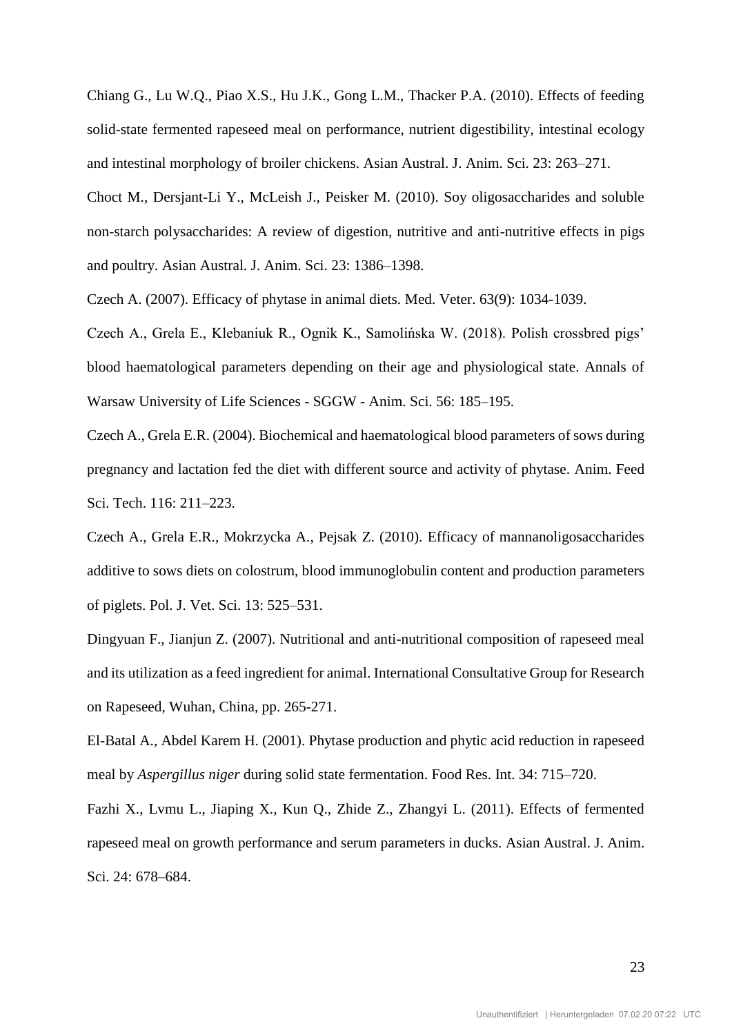Chiang G., Lu W.Q., Piao X.S., Hu J.K., Gong L.M., Thacker P.A. (2010). Effects of feeding solid-state fermented rapeseed meal on performance, nutrient digestibility, intestinal ecology and intestinal morphology of broiler chickens. Asian Austral. J. Anim. Sci. 23: 263–271.

Choct M., Dersjant-Li Y., McLeish J., Peisker M. (2010). Soy oligosaccharides and soluble non-starch polysaccharides: A review of digestion, nutritive and anti-nutritive effects in pigs and poultry. Asian Austral. J. Anim. Sci. 23: 1386–1398.

Czech A. (2007). Efficacy of phytase in animal diets. Med. Veter. 63(9): 1034-1039.

Czech A., Grela E., Klebaniuk R., Ognik K., Samolińska W. (2018). Polish crossbred pigs' blood haematological parameters depending on their age and physiological state. Annals of Warsaw University of Life Sciences - SGGW - Anim. Sci. 56: 185–195.

Czech A., Grela E.R. (2004). Biochemical and haematological blood parameters of sows during pregnancy and lactation fed the diet with different source and activity of phytase. Anim. Feed Sci. Tech. 116: 211–223.

Czech A., Grela E.R., Mokrzycka A., Pejsak Z. (2010). Efficacy of mannanoligosaccharides additive to sows diets on colostrum, blood immunoglobulin content and production parameters of piglets. Pol. J. Vet. Sci. 13: 525–531.

Dingyuan F., Jianjun Z. (2007). Nutritional and anti-nutritional composition of rapeseed meal and its utilization as a feed ingredient for animal. International Consultative Group for Research on Rapeseed, Wuhan, China, pp. 265-271.

El-Batal A., Abdel Karem H. (2001). Phytase production and phytic acid reduction in rapeseed meal by *Aspergillus niger* during solid state fermentation. Food Res. Int. 34: 715–720.

Fazhi X., Lvmu L., Jiaping X., Kun Q., Zhide Z., Zhangyi L. (2011). Effects of fermented rapeseed meal on growth performance and serum parameters in ducks. Asian Austral. J. Anim. Sci. 24: 678–684.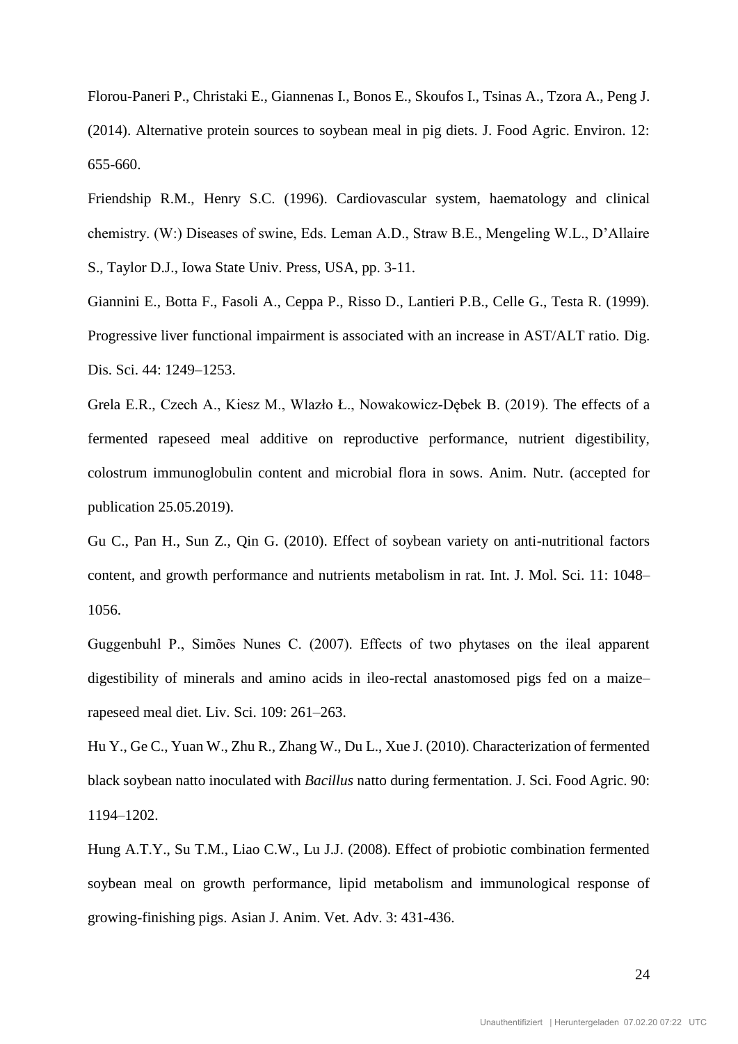Florou-Paneri P., Christaki E., Giannenas I., Bonos E., Skoufos I., Tsinas A., Tzora A., Peng J. (2014). Alternative protein sources to soybean meal in pig diets. J. Food Agric. Environ. 12: 655-660.

Friendship R.M., Henry S.C. (1996). Cardiovascular system, haematology and clinical chemistry. (W:) Diseases of swine, Eds. Leman A.D., Straw B.E., Mengeling W.L., D'Allaire S., Taylor D.J., Iowa State Univ. Press, USA, pp. 3-11.

Giannini E., Botta F., Fasoli A., Ceppa P., Risso D., Lantieri P.B., Celle G., Testa R. (1999). Progressive liver functional impairment is associated with an increase in AST/ALT ratio. Dig. Dis. Sci. 44: 1249–1253.

Grela E.R., Czech A., Kiesz M., Wlazło Ł., Nowakowicz-Dębek B. (2019). The effects of a fermented rapeseed meal additive on reproductive performance, nutrient digestibility, colostrum immunoglobulin content and microbial flora in sows. Anim. Nutr. (accepted for publication 25.05.2019).

Gu C., Pan H., Sun Z., Qin G. (2010). Effect of soybean variety on anti-nutritional factors content, and growth performance and nutrients metabolism in rat. Int. J. Mol. Sci. 11: 1048–1056.

Guggenbuhl P., Simões Nunes C. (2007). Effects of two phytases on the ileal apparent digestibility of minerals and amino acids in ileo-rectal anastomosed pigs fed on a maize–rapeseed meal diet. Liv. Sci. 109: 261–263.

Hu Y., Ge C., Yuan W., Zhu R., Zhang W., Du L., Xue J. (2010). Characterization of fermented black soybean natto inoculated with *Bacillus* natto during fermentation. J. Sci. Food Agric. 90: 1194–1202.

Hung A.T.Y., Su T.M., Liao C.W., Lu J.J. (2008). Effect of probiotic combination fermented soybean meal on growth performance, lipid metabolism and immunological response of growing-finishing pigs. Asian J. Anim. Vet. Adv. 3: 431-436.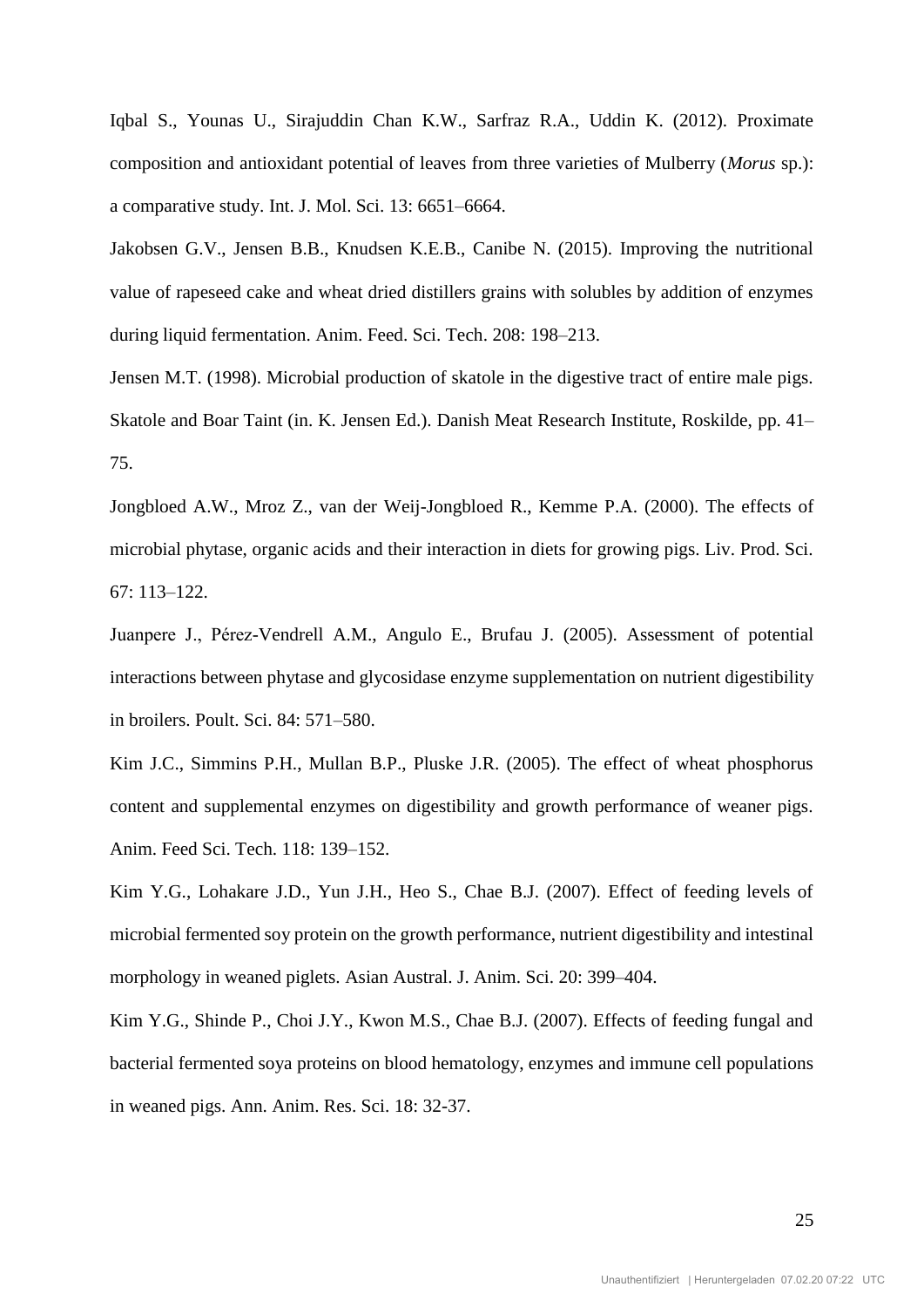Iqbal S., Younas U., Sirajuddin Chan K.W., Sarfraz R.A., Uddin K. (2012). Proximate composition and antioxidant potential of leaves from three varieties of Mulberry (*Morus* sp.): a comparative study. Int. J. Mol. Sci. 13: 6651–6664.

Jakobsen G.V., Jensen B.B., Knudsen K.E.B., Canibe N. (2015). Improving the nutritional value of rapeseed cake and wheat dried distillers grains with solubles by addition of enzymes during liquid fermentation. Anim. Feed. Sci. Tech. 208: 198–213.

Jensen M.T. (1998). Microbial production of skatole in the digestive tract of entire male pigs. Skatole and Boar Taint (in. K. Jensen Ed.). Danish Meat Research Institute, Roskilde, pp. 41–75.

Jongbloed A.W., Mroz Z., van der Weij-Jongbloed R., Kemme P.A. (2000). The effects of microbial phytase, organic acids and their interaction in diets for growing pigs. Liv. Prod. Sci. 67: 113–122.

Juanpere J., Pérez-Vendrell A.M., Angulo E., Brufau J. (2005). Assessment of potential interactions between phytase and glycosidase enzyme supplementation on nutrient digestibility in broilers. Poult. Sci. 84: 571–580.

Kim J.C., Simmins P.H., Mullan B.P., Pluske J.R. (2005). The effect of wheat phosphorus content and supplemental enzymes on digestibility and growth performance of weaner pigs. Anim. Feed Sci. Tech. 118: 139–152.

Kim Y.G., Lohakare J.D., Yun J.H., Heo S., Chae B.J. (2007). Effect of feeding levels of microbial fermented soy protein on the growth performance, nutrient digestibility and intestinal morphology in weaned piglets. Asian Austral. J. Anim. Sci. 20: 399–404.

Kim Y.G., Shinde P., Choi J.Y., Kwon M.S., Chae B.J. (2007). Effects of feeding fungal and bacterial fermented soya proteins on blood hematology, enzymes and immune cell populations in weaned pigs. Ann. Anim. Res. Sci. 18: 32-37.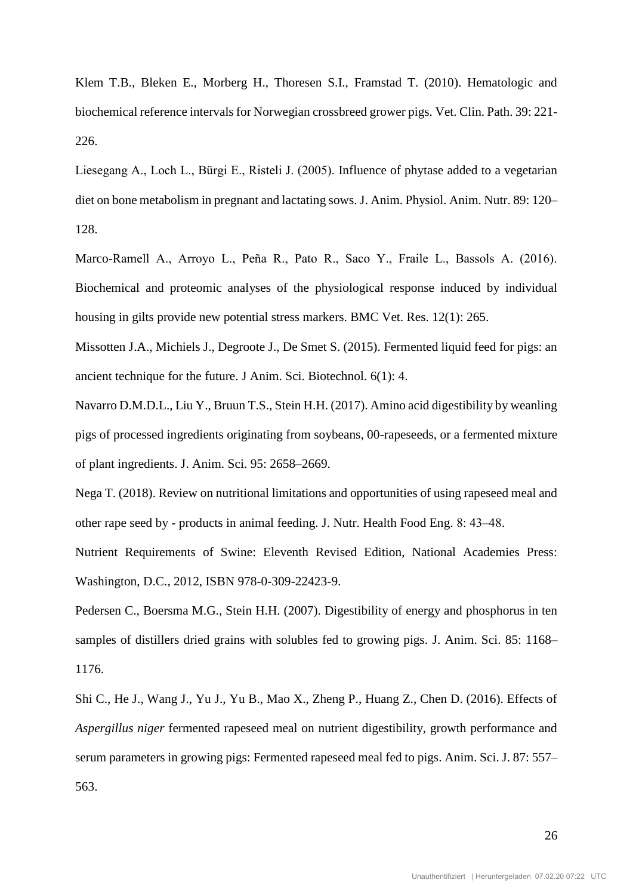Klem T.B., Bleken E., Morberg H., Thoresen S.I., Framstad T. (2010). Hematologic and biochemical reference intervals for Norwegian crossbreed grower pigs. Vet. Clin. Path. 39: 221-226.

Liesegang A., Loch L., Bürgi E., Risteli J. (2005). Influence of phytase added to a vegetarian diet on bone metabolism in pregnant and lactating sows. J. Anim. Physiol. Anim. Nutr. 89: 120–128.

Marco-Ramell A., Arroyo L., Peña R., Pato R., Saco Y., Fraile L., Bassols A. (2016). Biochemical and proteomic analyses of the physiological response induced by individual housing in gilts provide new potential stress markers. BMC Vet. Res. 12(1): 265.

Missotten J.A., Michiels J., Degroote J., De Smet S. (2015). Fermented liquid feed for pigs: an ancient technique for the future. J Anim. Sci. Biotechnol. 6(1): 4.

Navarro D.M.D.L., Liu Y., Bruun T.S., Stein H.H. (2017). Amino acid digestibility by weanling pigs of processed ingredients originating from soybeans, 00-rapeseeds, or a fermented mixture of plant ingredients. J. Anim. Sci. 95: 2658–2669.

Nega T. (2018). Review on nutritional limitations and opportunities of using rapeseed meal and other rape seed by - products in animal feeding. J. Nutr. Health Food Eng. 8: 43–48.

Nutrient Requirements of Swine: Eleventh Revised Edition, National Academies Press: Washington, D.C., 2012, ISBN 978-0-309-22423-9.

Pedersen C., Boersma M.G., Stein H.H. (2007). Digestibility of energy and phosphorus in ten samples of distillers dried grains with solubles fed to growing pigs. J. Anim. Sci. 85: 1168–1176.

Shi C., He J., Wang J., Yu J., Yu B., Mao X., Zheng P., Huang Z., Chen D. (2016). Effects of *Aspergillus niger* fermented rapeseed meal on nutrient digestibility, growth performance and serum parameters in growing pigs: Fermented rapeseed meal fed to pigs. Anim. Sci. J. 87: 557–563.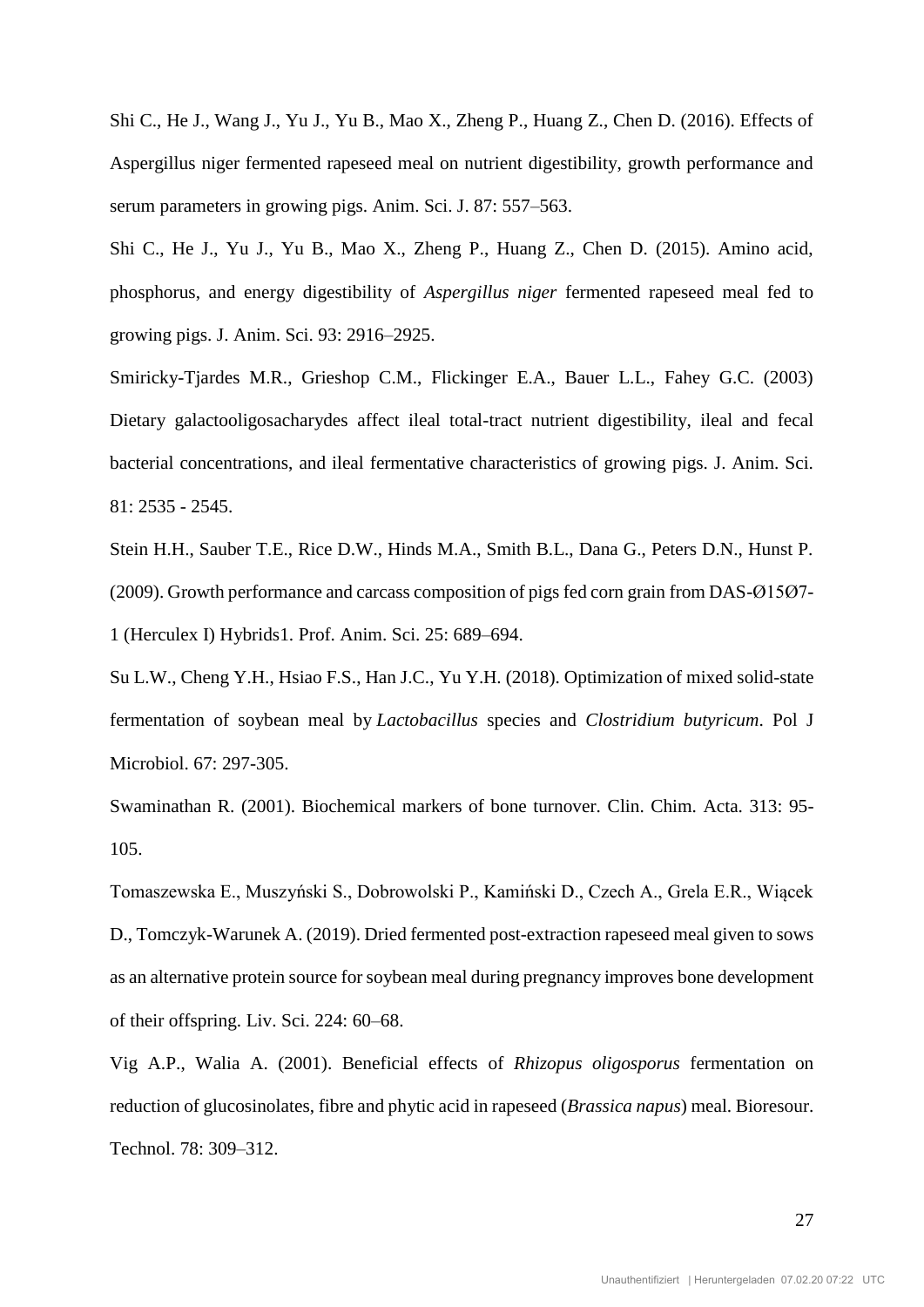Shi C., He J., Wang J., Yu J., Yu B., Mao X., Zheng P., Huang Z., Chen D. (2016). Effects of Aspergillus niger fermented rapeseed meal on nutrient digestibility, growth performance and serum parameters in growing pigs. Anim. Sci. J. 87: 557–563.

Shi C., He J., Yu J., Yu B., Mao X., Zheng P., Huang Z., Chen D. (2015). Amino acid, phosphorus, and energy digestibility of *Aspergillus niger* fermented rapeseed meal fed to growing pigs. J. Anim. Sci. 93: 2916–2925.

Smiricky-Tjardes M.R., Grieshop C.M., Flickinger E.A., Bauer L.L., Fahey G.C. (2003) Dietary galactooligosacharydes affect ileal total-tract nutrient digestibility, ileal and fecal bacterial concentrations, and ileal fermentative characteristics of growing pigs. J. Anim. Sci. 81: 2535 - 2545.

Stein H.H., Sauber T.E., Rice D.W., Hinds M.A., Smith B.L., Dana G., Peters D.N., Hunst P. (2009). Growth performance and carcass composition of pigs fed corn grain from DAS-Ø15Ø7-1 (Herculex I) Hybrids1. Prof. Anim. Sci. 25: 689–694.

Su L.W., Cheng Y.H., Hsiao F.S., Han J.C., Yu Y.H. (2018). Optimization of mixed solid-state fermentation of soybean meal by *Lactobacillus* species and *Clostridium butyricum*. Pol J Microbiol. 67: 297-305.

Swaminathan R. (2001). Biochemical markers of bone turnover. Clin. Chim. Acta. 313: 95-105.

Tomaszewska E., Muszyński S., Dobrowolski P., Kamiński D., Czech A., Grela E.R., Wiącek D., Tomczyk-Warunek A. (2019). Dried fermented post-extraction rapeseed meal given to sows as an alternative protein source for soybean meal during pregnancy improves bone development of their offspring. Liv. Sci. 224: 60–68.

Vig A.P., Walia A. (2001). Beneficial effects of *Rhizopus oligosporus* fermentation on reduction of glucosinolates, fibre and phytic acid in rapeseed (*Brassica napus*) meal. Bioresour. Technol. 78: 309–312.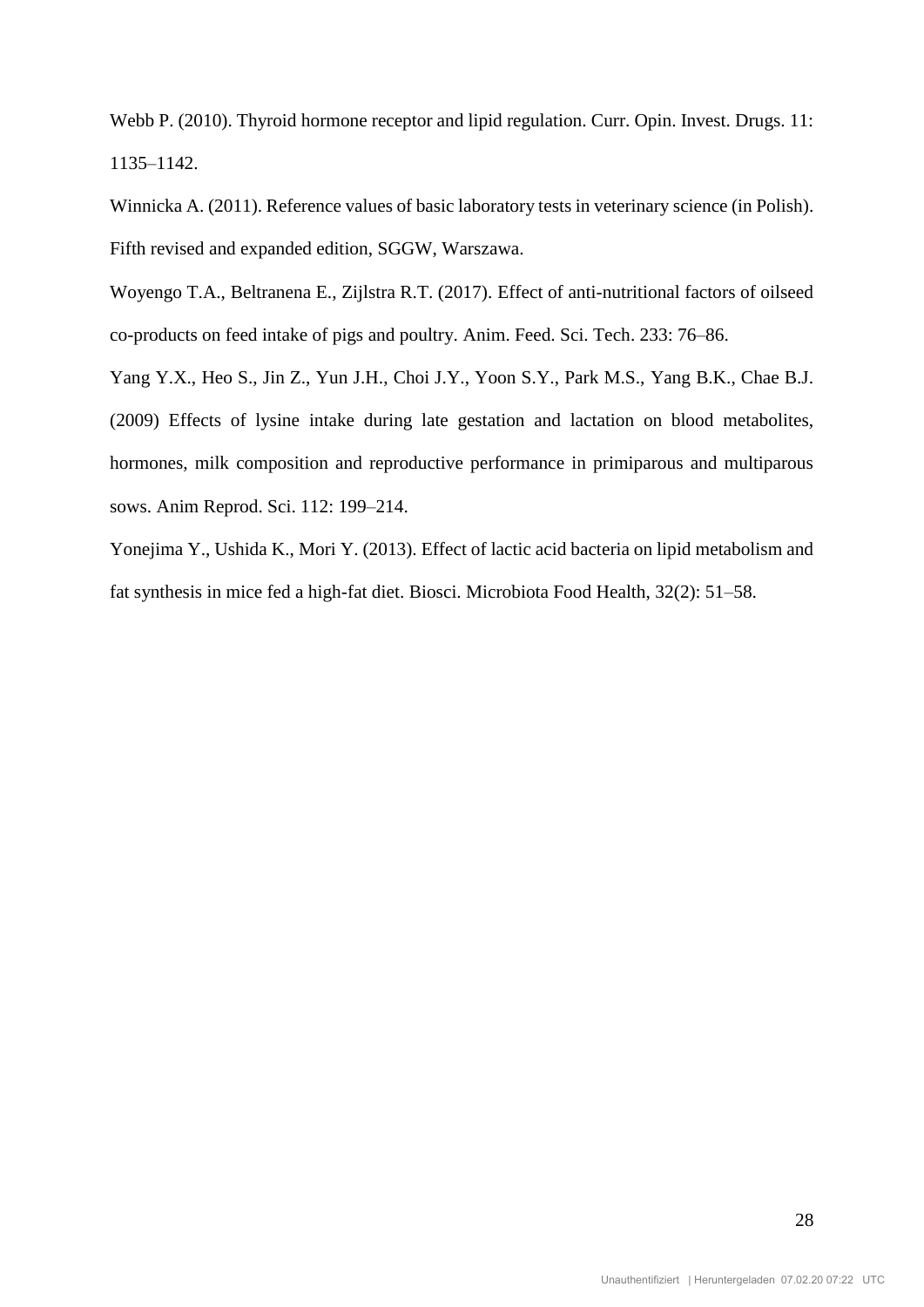Webb P. (2010). Thyroid hormone receptor and lipid regulation. Curr. Opin. Invest. Drugs. 11: 1135–1142.

Winnicka A. (2011). Reference values of basic laboratory tests in veterinary science (in Polish). Fifth revised and expanded edition, SGGW, Warszawa.

Woyengo T.A., Beltranena E., Zijlstra R.T. (2017). Effect of anti-nutritional factors of oilseed co-products on feed intake of pigs and poultry. Anim. Feed. Sci. Tech. 233: 76–86.

Yang Y.X., Heo S., Jin Z., Yun J.H., Choi J.Y., Yoon S.Y., Park M.S., Yang B.K., Chae B.J. (2009) Effects of lysine intake during late gestation and lactation on blood metabolites, hormones, milk composition and reproductive performance in primiparous and multiparous sows. Anim Reprod. Sci. 112: 199–214.

Yonejima Y., Ushida K., Mori Y. (2013). Effect of lactic acid bacteria on lipid metabolism and fat synthesis in mice fed a high-fat diet. Biosci. Microbiota Food Health, 32(2): 51–58.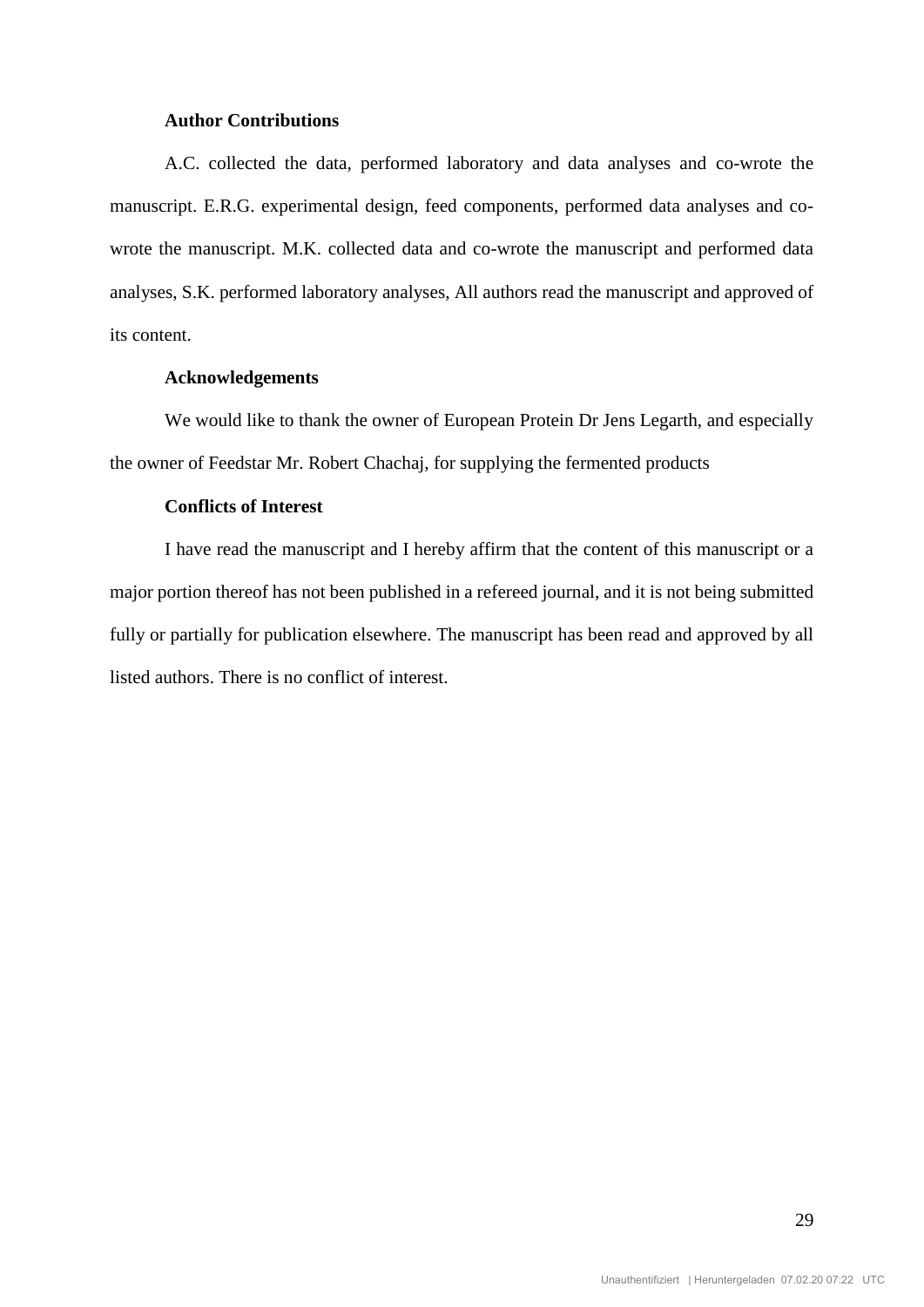**Author Contributions**

A.C. collected the data, performed laboratory and data analyses and co-wrote the manuscript. E.R.G. experimental design, feed components, performed data analyses and co-wrote the manuscript. M.K. collected data and co-wrote the manuscript and performed data analyses, S.K. performed laboratory analyses, All authors read the manuscript and approved of its content.

**Acknowledgements**

We would like to thank the owner of European Protein Dr Jens Legarth, and especially the owner of Feedstar Mr. Robert Chachaj, for supplying the fermented products

**Conflicts of Interest**

I have read the manuscript and I hereby affirm that the content of this manuscript or a major portion thereof has not been published in a refereed journal, and it is not being submitted fully or partially for publication elsewhere. The manuscript has been read and approved by all listed authors. There is no conflict of interest.